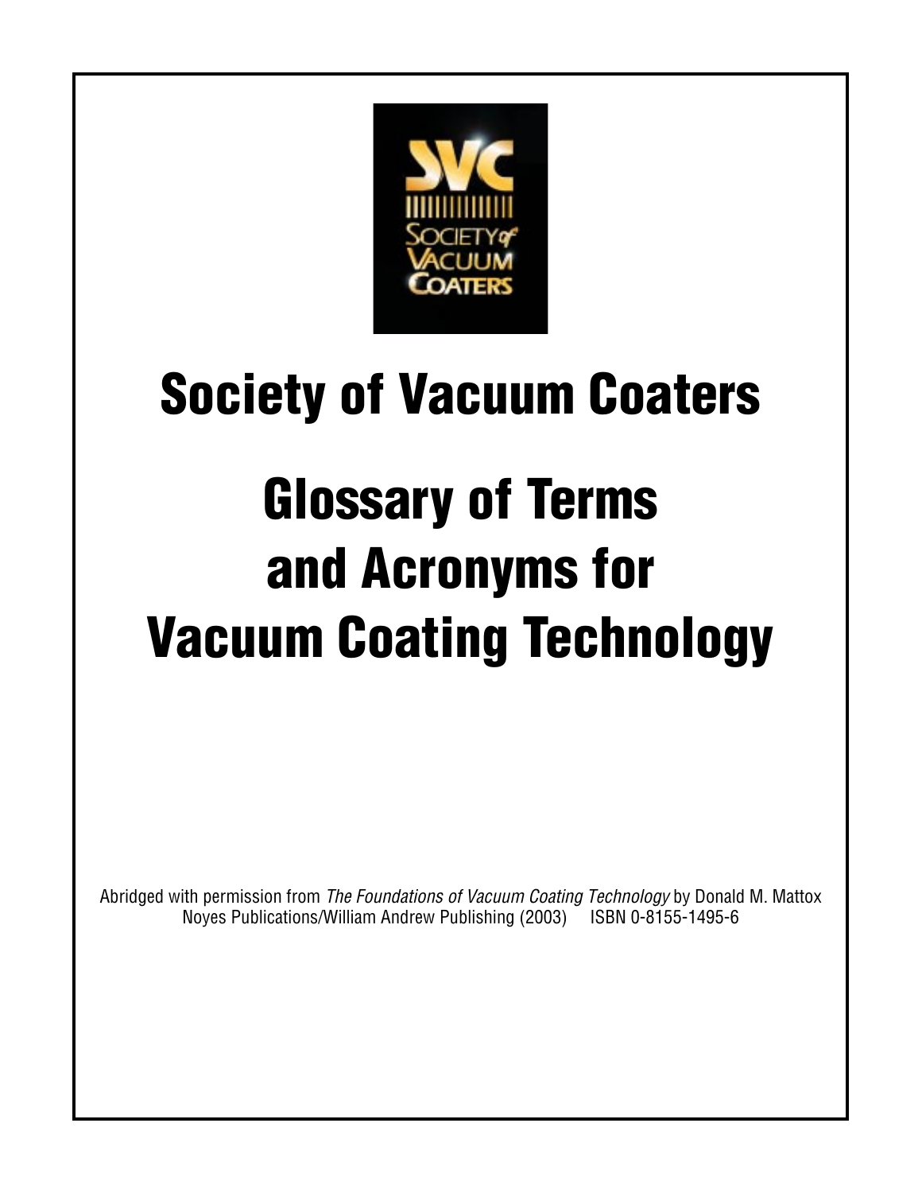# Society of Vacuum Coaters

# Glossary of Terms and Acronyms for Vacuum Coating Technology

Abridged with permission from *The Foundations of Vacuum Coating Technology* by Donald M. Mattox
Noyes Publications/William Andrew Publishing (2003) ISBN 0-8155-1495-6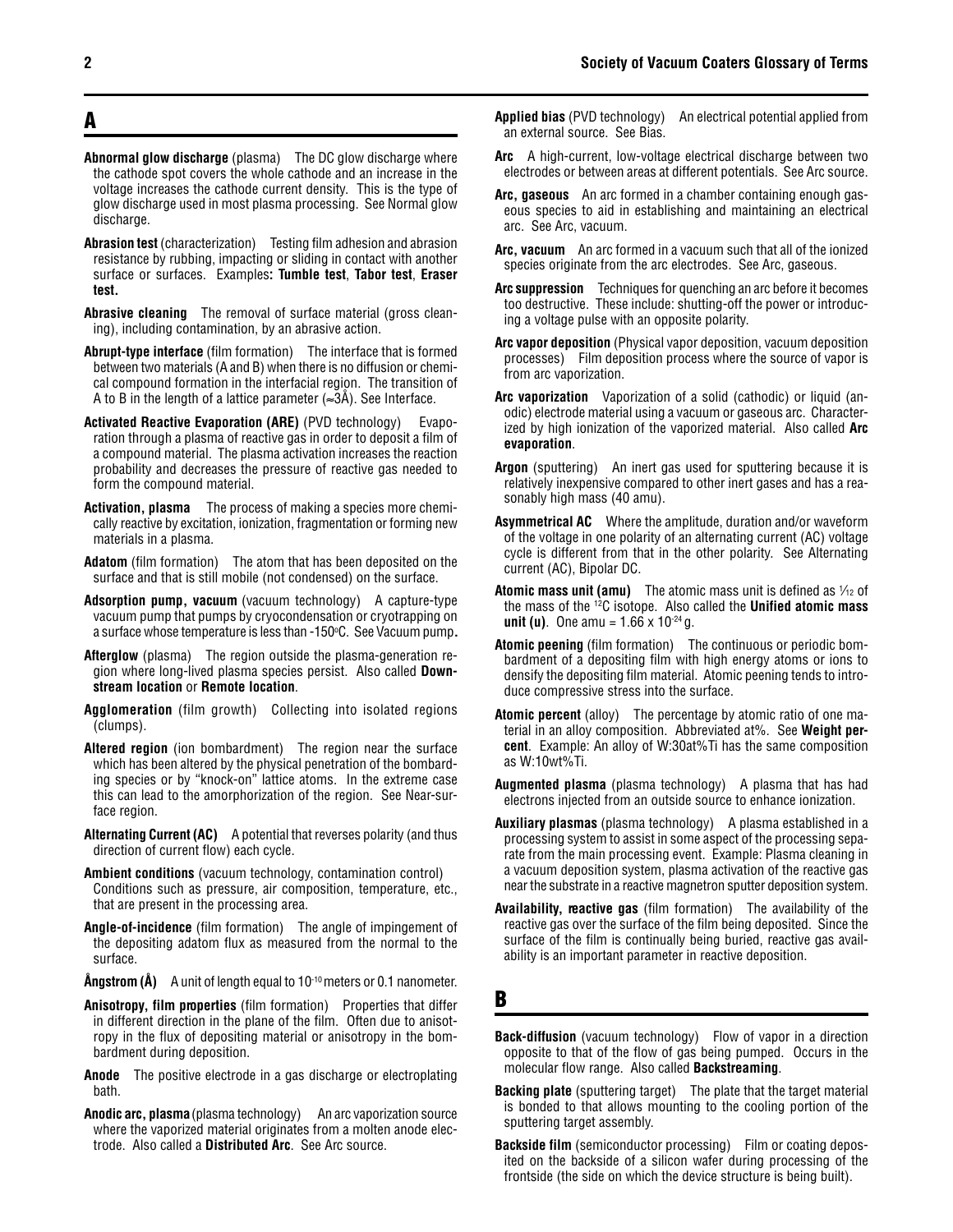## A

**Abnormal glow discharge** (plasma) The DC glow discharge where the cathode spot covers the whole cathode and an increase in the voltage increases the cathode current density. This is the type of glow discharge used in most plasma processing. See Normal glow discharge.

**Abrasion test** (characterization) Testing film adhesion and abrasion resistance by rubbing, impacting or sliding in contact with another surface or surfaces. Examples**: Tumble test**, **Tabor test**, **Eraser test.**

**Abrasive cleaning** The removal of surface material (gross cleaning), including contamination, by an abrasive action.

**Abrupt-type interface** (film formation) The interface that is formed between two materials (A and B) when there is no diffusion or chemical compound formation in the interfacial region. The transition of A to B in the length of a lattice parameter (≈3Å). See Interface.

**Activated Reactive Evaporation (ARE)** (PVD technology) Evaporation through a plasma of reactive gas in order to deposit a film of a compound material. The plasma activation increases the reaction probability and decreases the pressure of reactive gas needed to form the compound material.

**Activation, plasma** The process of making a species more chemically reactive by excitation, ionization, fragmentation or forming new materials in a plasma.

**Adatom** (film formation) The atom that has been deposited on the surface and that is still mobile (not condensed) on the surface.

**Adsorption pump, vacuum** (vacuum technology) A capture-type vacuum pump that pumps by cryocondensation or cryotrapping on a surface whose temperature is less than -150°C. See Vacuum pump**.**

**Afterglow** (plasma) The region outside the plasma-generation region where long-lived plasma species persist. Also called **Downstream location** or **Remote location**.

**Agglomeration** (film growth) Collecting into isolated regions (clumps).

**Altered region** (ion bombardment) The region near the surface which has been altered by the physical penetration of the bombarding species or by "knock-on" lattice atoms. In the extreme case this can lead to the amorphorization of the region. See Near-surface region.

**Alternating Current (AC)** A potential that reverses polarity (and thus direction of current flow) each cycle.

**Ambient conditions** (vacuum technology, contamination control) Conditions such as pressure, air composition, temperature, etc., that are present in the processing area.

**Angle-of-incidence** (film formation) The angle of impingement of the depositing adatom flux as measured from the normal to the surface.

**Ångstrom (Å)** A unit of length equal to $10^{-10}$ meters or 0.1 nanometer.

**Anisotropy, film properties** (film formation) Properties that differ in different direction in the plane of the film. Often due to anisotropy in the flux of depositing material or anisotropy in the bombardment during deposition.

**Anode** The positive electrode in a gas discharge or electroplating bath.

**Anodic arc, plasma** (plasma technology) An arc vaporization source where the vaporized material originates from a molten anode electrode. Also called a **Distributed Arc**. See Arc source.

**Applied bias** (PVD technology) An electrical potential applied from an external source. See Bias.

**Arc** A high-current, low-voltage electrical discharge between two electrodes or between areas at different potentials. See Arc source.

**Arc, gaseous** An arc formed in a chamber containing enough gaseous species to aid in establishing and maintaining an electrical arc. See Arc, vacuum.

**Arc, vacuum** An arc formed in a vacuum such that all of the ionized species originate from the arc electrodes. See Arc, gaseous.

**Arc suppression** Techniques for quenching an arc before it becomes too destructive. These include: shutting-off the power or introducing a voltage pulse with an opposite polarity.

**Arc vapor deposition** (Physical vapor deposition, vacuum deposition processes) Film deposition process where the source of vapor is from arc vaporization.

**Arc vaporization** Vaporization of a solid (cathodic) or liquid (anodic) electrode material using a vacuum or gaseous arc. Characterized by high ionization of the vaporized material. Also called **Arc evaporation**.

**Argon** (sputtering) An inert gas used for sputtering because it is relatively inexpensive compared to other inert gases and has a reasonably high mass (40 amu).

**Asymmetrical AC** Where the amplitude, duration and/or waveform of the voltage in one polarity of an alternating current (AC) voltage cycle is different from that in the other polarity. See Alternating current (AC), Bipolar DC.

**Atomic mass unit (amu)** The atomic mass unit is defined as $1/12$ of the mass of the $^{12}C$ isotope. Also called the **Unified atomic mass unit (u)**. One amu = $1.66 \times 10^{-24}$ g.

**Atomic peening** (film formation) The continuous or periodic bombardment of a depositing film with high energy atoms or ions to densify the depositing film material. Atomic peening tends to introduce compressive stress into the surface.

**Atomic percent** (alloy) The percentage by atomic ratio of one material in an alloy composition. Abbreviated at%. See **Weight percent**. Example: An alloy of W:30at%Ti has the same composition as W:10wt%Ti.

**Augmented plasma** (plasma technology) A plasma that has had electrons injected from an outside source to enhance ionization.

**Auxiliary plasmas** (plasma technology) A plasma established in a processing system to assist in some aspect of the processing separate from the main processing event. Example: Plasma cleaning in a vacuum deposition system, plasma activation of the reactive gas near the substrate in a reactive magnetron sputter deposition system.

**Availability, reactive gas** (film formation) The availability of the reactive gas over the surface of the film being deposited. Since the surface of the film is continually being buried, reactive gas availability is an important parameter in reactive deposition.

## B

**Back-diffusion** (vacuum technology) Flow of vapor in a direction opposite to that of the flow of gas being pumped. Occurs in the molecular flow range. Also called **Backstreaming**.

**Backing plate** (sputtering target) The plate that the target material is bonded to that allows mounting to the cooling portion of the sputtering target assembly.

**Backside film** (semiconductor processing) Film or coating deposited on the backside of a silicon wafer during processing of the frontside (the side on which the device structure is being built).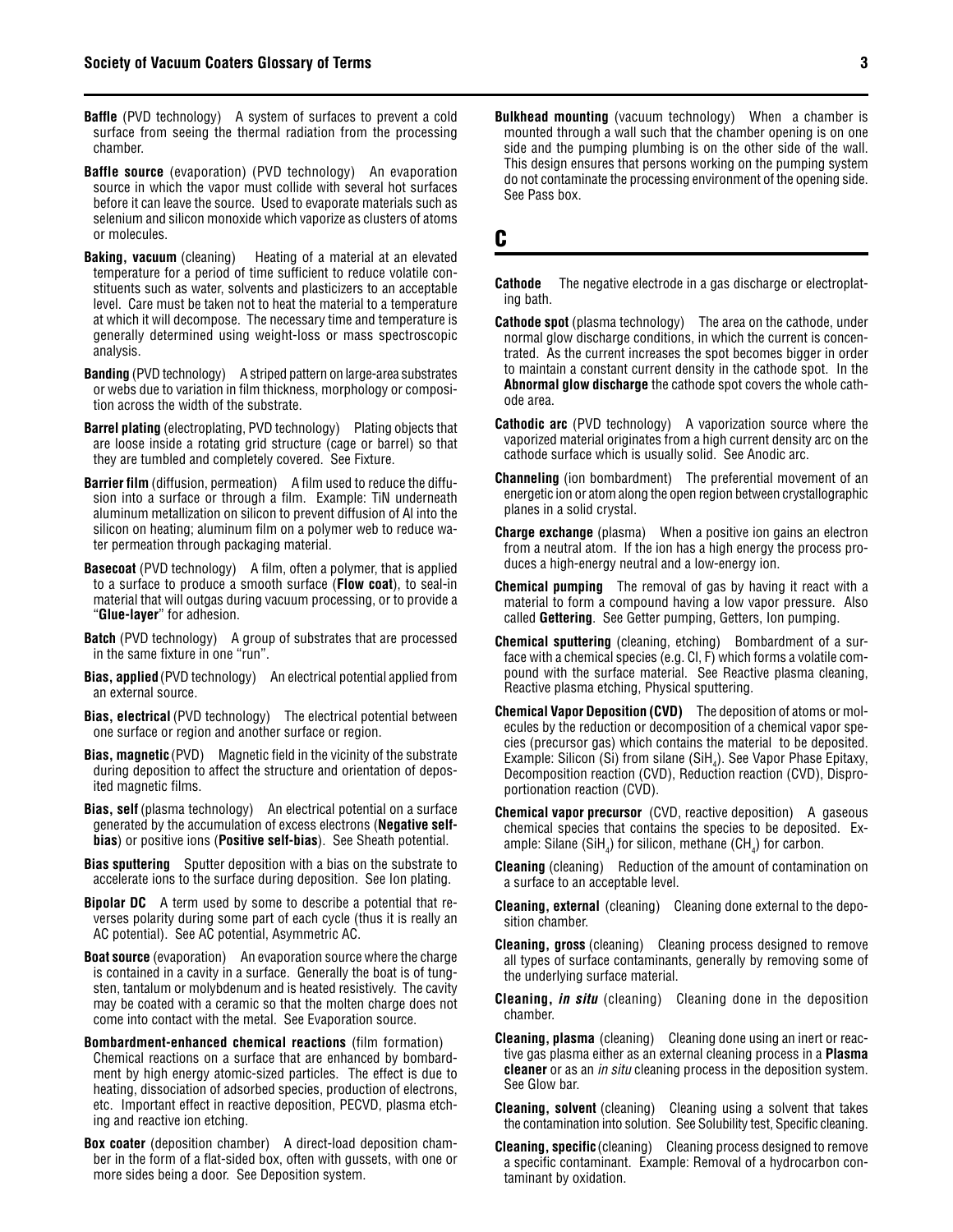**Baffle** (PVD technology) A system of surfaces to prevent a cold surface from seeing the thermal radiation from the processing chamber.

**Baffle source** (evaporation) (PVD technology) An evaporation source in which the vapor must collide with several hot surfaces before it can leave the source. Used to evaporate materials such as selenium and silicon monoxide which vaporize as clusters of atoms or molecules.

**Baking, vacuum** (cleaning) Heating of a material at an elevated temperature for a period of time sufficient to reduce volatile constituents such as water, solvents and plasticizers to an acceptable level. Care must be taken not to heat the material to a temperature at which it will decompose. The necessary time and temperature is generally determined using weight-loss or mass spectroscopic analysis.

**Banding** (PVD technology) A striped pattern on large-area substrates or webs due to variation in film thickness, morphology or composition across the width of the substrate.

**Barrel plating** (electroplating, PVD technology) Plating objects that are loose inside a rotating grid structure (cage or barrel) so that they are tumbled and completely covered. See Fixture.

**Barrier film** (diffusion, permeation) A film used to reduce the diffusion into a surface or through a film. Example: TiN underneath aluminum metallization on silicon to prevent diffusion of Al into the silicon on heating; aluminum film on a polymer web to reduce water permeation through packaging material.

**Basecoat** (PVD technology) A film, often a polymer, that is applied to a surface to produce a smooth surface (**Flow coat**), to seal-in material that will outgas during vacuum processing, or to provide a "**Glue-layer**" for adhesion.

**Batch** (PVD technology) A group of substrates that are processed in the same fixture in one "run".

**Bias, applied** (PVD technology) An electrical potential applied from an external source.

**Bias, electrical** (PVD technology) The electrical potential between one surface or region and another surface or region.

**Bias, magnetic** (PVD) Magnetic field in the vicinity of the substrate during deposition to affect the structure and orientation of deposited magnetic films.

**Bias, self** (plasma technology) An electrical potential on a surface generated by the accumulation of excess electrons (**Negative self-bias**) or positive ions (**Positive self-bias**). See Sheath potential.

**Bias sputtering** Sputter deposition with a bias on the substrate to accelerate ions to the surface during deposition. See Ion plating.

**Bipolar DC** A term used by some to describe a potential that reverses polarity during some part of each cycle (thus it is really an AC potential). See AC potential, Asymmetric AC.

**Boat source** (evaporation) An evaporation source where the charge is contained in a cavity in a surface. Generally the boat is of tungsten, tantalum or molybdenum and is heated resistively. The cavity may be coated with a ceramic so that the molten charge does not come into contact with the metal. See Evaporation source.

**Bombardment-enhanced chemical reactions** (film formation) Chemical reactions on a surface that are enhanced by bombardment by high energy atomic-sized particles. The effect is due to heating, dissociation of adsorbed species, production of electrons, etc. Important effect in reactive deposition, PECVD, plasma etching and reactive ion etching.

**Box coater** (deposition chamber) A direct-load deposition chamber in the form of a flat-sided box, often with gussets, with one or more sides being a door. See Deposition system.

**Bulkhead mounting** (vacuum technology) When a chamber is mounted through a wall such that the chamber opening is on one side and the pumping plumbing is on the other side of the wall. This design ensures that persons working on the pumping system do not contaminate the processing environment of the opening side. See Pass box.

## C

**Cathode** The negative electrode in a gas discharge or electroplating bath.

**Cathode spot** (plasma technology) The area on the cathode, under normal glow discharge conditions, in which the current is concentrated. As the current increases the spot becomes bigger in order to maintain a constant current density in the cathode spot. In the **Abnormal glow discharge** the cathode spot covers the whole cathode area.

**Cathodic arc** (PVD technology) A vaporization source where the vaporized material originates from a high current density arc on the cathode surface which is usually solid. See Anodic arc.

**Channeling** (ion bombardment) The preferential movement of an energetic ion or atom along the open region between crystallographic planes in a solid crystal.

**Charge exchange** (plasma) When a positive ion gains an electron from a neutral atom. If the ion has a high energy the process produces a high-energy neutral and a low-energy ion.

**Chemical pumping** The removal of gas by having it react with a material to form a compound having a low vapor pressure. Also called **Gettering**. See Getter pumping, Getters, Ion pumping.

**Chemical sputtering** (cleaning, etching) Bombardment of a surface with a chemical species (e.g. Cl, F) which forms a volatile compound with the surface material. See Reactive plasma cleaning, Reactive plasma etching, Physical sputtering.

**Chemical Vapor Deposition (CVD)** The deposition of atoms or molecules by the reduction or decomposition of a chemical vapor species (precursor gas) which contains the material to be deposited. Example: Silicon (Si) from silane ($SiH_4$). See Vapor Phase Epitaxy, Decomposition reaction (CVD), Reduction reaction (CVD), Disproportionation reaction (CVD).

**Chemical vapor precursor** (CVD, reactive deposition) A gaseous chemical species that contains the species to be deposited. Example: Silane ($SiH_4$) for silicon, methane ($CH_4$) for carbon.

**Cleaning** (cleaning) Reduction of the amount of contamination on a surface to an acceptable level.

**Cleaning, external** (cleaning) Cleaning done external to the deposition chamber.

**Cleaning, gross** (cleaning) Cleaning process designed to remove all types of surface contaminants, generally by removing some of the underlying surface material.

**Cleaning, *in situ*** (cleaning) Cleaning done in the deposition chamber.

**Cleaning, plasma** (cleaning) Cleaning done using an inert or reactive gas plasma either as an external cleaning process in a **Plasma cleaner** or as an *in situ* cleaning process in the deposition system. See Glow bar.

**Cleaning, solvent** (cleaning) Cleaning using a solvent that takes the contamination into solution. See Solubility test, Specific cleaning.

**Cleaning, specific** (cleaning) Cleaning process designed to remove a specific contaminant. Example: Removal of a hydrocarbon contaminant by oxidation.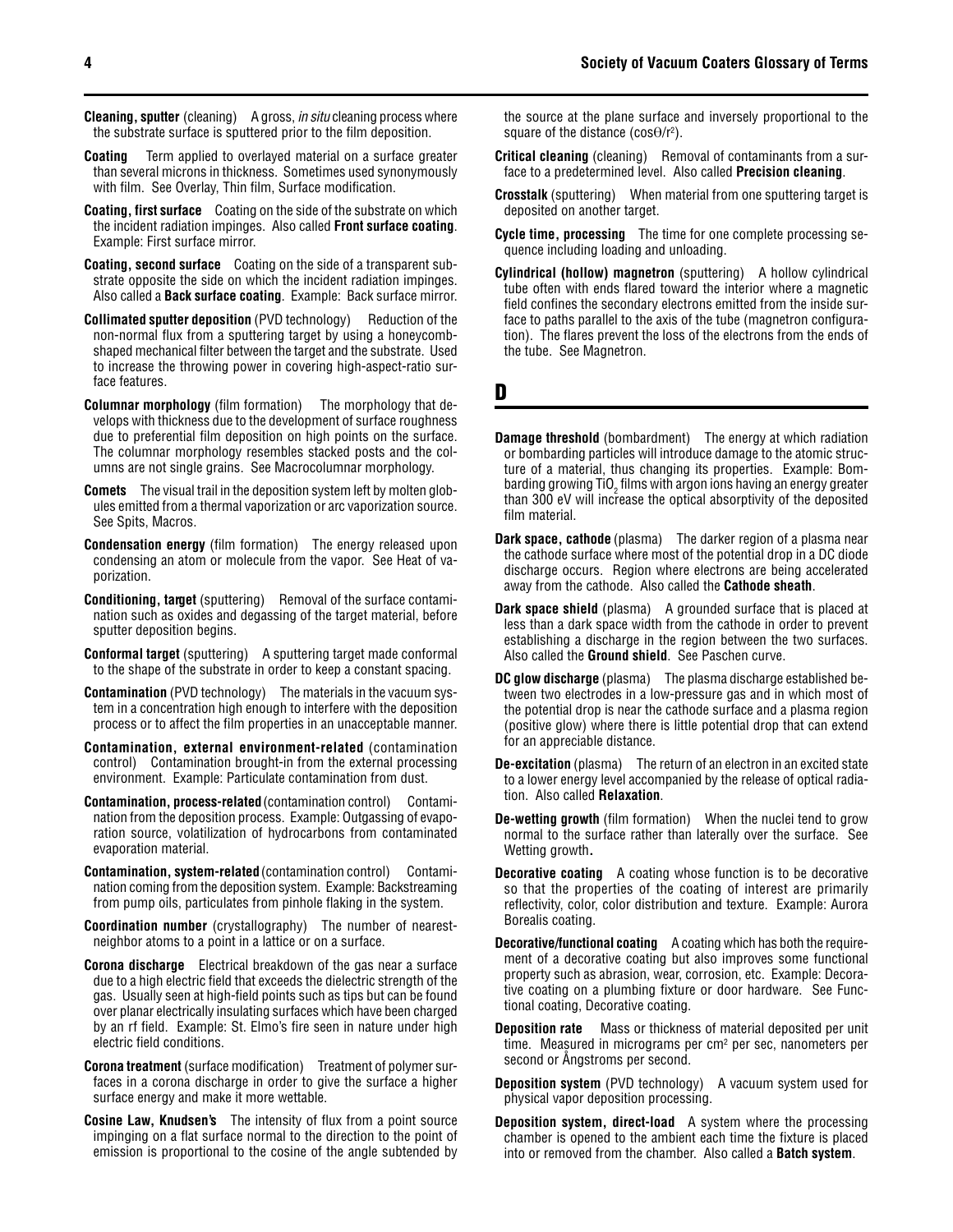**Cleaning, sputter** (cleaning) A gross, *in situ* cleaning process where the substrate surface is sputtered prior to the film deposition.

**Coating** Term applied to overlayed material on a surface greater than several microns in thickness. Sometimes used synonymously with film. See Overlay, Thin film, Surface modification.

**Coating, first surface** Coating on the side of the substrate on which the incident radiation impinges. Also called **Front surface coating**. Example: First surface mirror.

**Coating, second surface** Coating on the side of a transparent substrate opposite the side on which the incident radiation impinges. Also called a **Back surface coating**. Example: Back surface mirror.

**Collimated sputter deposition** (PVD technology) Reduction of the non-normal flux from a sputtering target by using a honeycomb-shaped mechanical filter between the target and the substrate. Used to increase the throwing power in covering high-aspect-ratio surface features.

**Columnar morphology** (film formation) The morphology that develops with thickness due to the development of surface roughness due to preferential film deposition on high points on the surface. The columnar morphology resembles stacked posts and the columns are not single grains. See Macrocolumnar morphology.

**Comets** The visual trail in the deposition system left by molten globules emitted from a thermal vaporization or arc vaporization source. See Spits, Macros.

**Condensation energy** (film formation) The energy released upon condensing an atom or molecule from the vapor. See Heat of vaporization.

**Conditioning, target** (sputtering) Removal of the surface contamination such as oxides and degassing of the target material, before sputter deposition begins.

**Conformal target** (sputtering) A sputtering target made conformal to the shape of the substrate in order to keep a constant spacing.

**Contamination** (PVD technology) The materials in the vacuum system in a concentration high enough to interfere with the deposition process or to affect the film properties in an unacceptable manner.

**Contamination, external environment-related** (contamination control) Contamination brought-in from the external processing environment. Example: Particulate contamination from dust.

**Contamination, process-related** (contamination control) Contamination from the deposition process. Example: Outgassing of evaporation source, volatilization of hydrocarbons from contaminated evaporation material.

**Contamination, system-related** (contamination control) Contamination coming from the deposition system. Example: Backstreaming from pump oils, particulates from pinhole flaking in the system.

**Coordination number** (crystallography) The number of nearest-neighbor atoms to a point in a lattice or on a surface.

**Corona discharge** Electrical breakdown of the gas near a surface due to a high electric field that exceeds the dielectric strength of the gas. Usually seen at high-field points such as tips but can be found over planar electrically insulating surfaces which have been charged by an rf field. Example: St. Elmo's fire seen in nature under high electric field conditions.

**Corona treatment** (surface modification) Treatment of polymer surfaces in a corona discharge in order to give the surface a higher surface energy and make it more wettable.

**Cosine Law, Knudsen's** The intensity of flux from a point source impinging on a flat surface normal to the direction to the point of emission is proportional to the cosine of the angle subtended by the source at the plane surface and inversely proportional to the square of the distance ($\cos\Theta/r^2$).

**Critical cleaning** (cleaning) Removal of contaminants from a surface to a predetermined level. Also called **Precision cleaning**.

**Crosstalk** (sputtering) When material from one sputtering target is deposited on another target.

**Cycle time, processing** The time for one complete processing sequence including loading and unloading.

**Cylindrical (hollow) magnetron** (sputtering) A hollow cylindrical tube often with ends flared toward the interior where a magnetic field confines the secondary electrons emitted from the inside surface to paths parallel to the axis of the tube (magnetron configuration). The flares prevent the loss of the electrons from the ends of the tube. See Magnetron.

# D

**Damage threshold** (bombardment) The energy at which radiation or bombarding particles will introduce damage to the atomic structure of a material, thus changing its properties. Example: Bombarding growing $TiO_2$ films with argon ions having an energy greater than 300 eV will increase the optical absorptivity of the deposited film material.

**Dark space, cathode** (plasma) The darker region of a plasma near the cathode surface where most of the potential drop in a DC diode discharge occurs. Region where electrons are being accelerated away from the cathode. Also called the **Cathode sheath**.

**Dark space shield** (plasma) A grounded surface that is placed at less than a dark space width from the cathode in order to prevent establishing a discharge in the region between the two surfaces. Also called the **Ground shield**. See Paschen curve.

**DC glow discharge** (plasma) The plasma discharge established between two electrodes in a low-pressure gas and in which most of the potential drop is near the cathode surface and a plasma region (positive glow) where there is little potential drop that can extend for an appreciable distance.

**De-excitation** (plasma) The return of an electron in an excited state to a lower energy level accompanied by the release of optical radiation. Also called **Relaxation**.

**De-wetting growth** (film formation) When the nuclei tend to grow normal to the surface rather than laterally over the surface. See Wetting growth.

**Decorative coating** A coating whose function is to be decorative so that the properties of the coating of interest are primarily reflectivity, color, color distribution and texture. Example: Aurora Borealis coating.

**Decorative/functional coating** A coating which has both the requirement of a decorative coating but also improves some functional property such as abrasion, wear, corrosion, etc. Example: Decorative coating on a plumbing fixture or door hardware. See Functional coating, Decorative coating.

**Deposition rate** Mass or thickness of material deposited per unit time. Measured in micrograms per $cm^2$ per sec, nanometers per second or Ångstroms per second.

**Deposition system** (PVD technology) A vacuum system used for physical vapor deposition processing.

**Deposition system, direct-load** A system where the processing chamber is opened to the ambient each time the fixture is placed into or removed from the chamber. Also called a **Batch system**.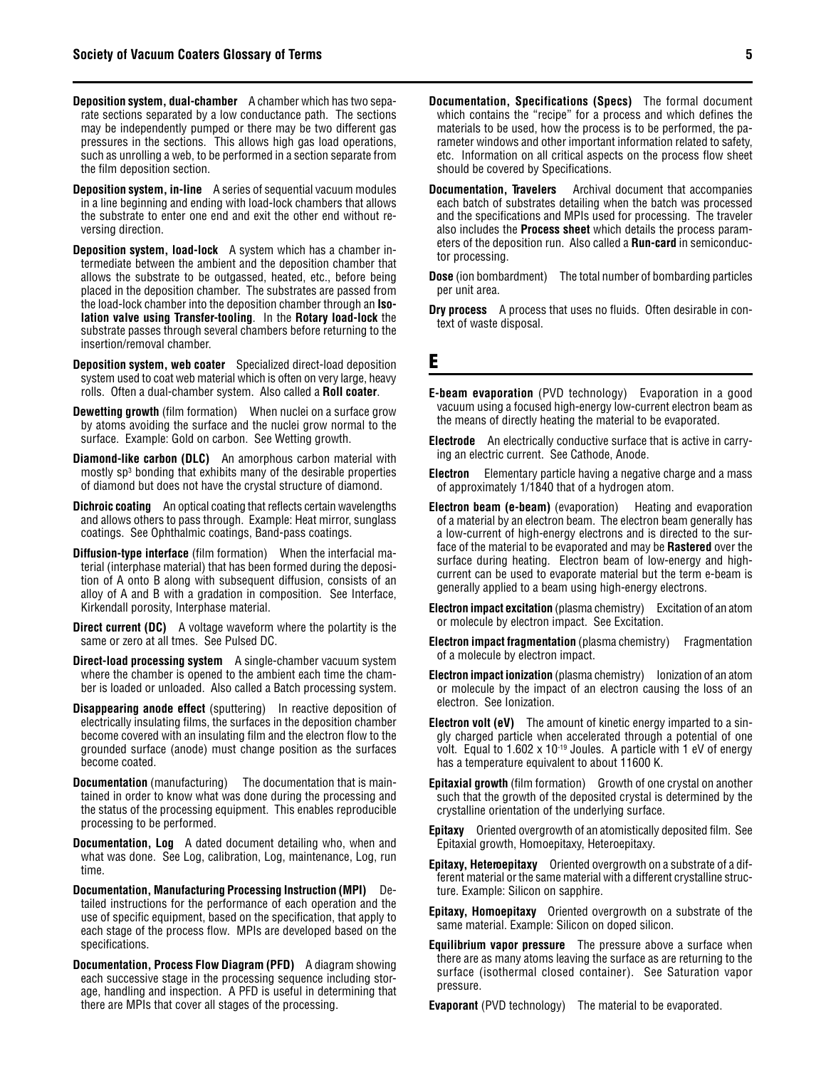**Deposition system, dual-chamber** A chamber which has two separate sections separated by a low conductance path. The sections may be independently pumped or there may be two different gas pressures in the sections. This allows high gas load operations, such as unrolling a web, to be performed in a section separate from the film deposition section.

**Deposition system, in-line** A series of sequential vacuum modules in a line beginning and ending with load-lock chambers that allows the substrate to enter one end and exit the other end without reversing direction.

**Deposition system, load-lock** A system which has a chamber intermediate between the ambient and the deposition chamber that allows the substrate to be outgassed, heated, etc., before being placed in the deposition chamber. The substrates are passed from the load-lock chamber into the deposition chamber through an **Isolation valve using Transfer-tooling**. In the **Rotary load-lock** the substrate passes through several chambers before returning to the insertion/removal chamber.

**Deposition system, web coater** Specialized direct-load deposition system used to coat web material which is often on very large, heavy rolls. Often a dual-chamber system. Also called a **Roll coater**.

**Dewetting growth** (film formation) When nuclei on a surface grow by atoms avoiding the surface and the nuclei grow normal to the surface. Example: Gold on carbon. See Wetting growth.

**Diamond-like carbon (DLC)** An amorphous carbon material with mostly $sp^3$ bonding that exhibits many of the desirable properties of diamond but does not have the crystal structure of diamond.

**Dichroic coating** An optical coating that reflects certain wavelengths and allows others to pass through. Example: Heat mirror, sunglass coatings. See Ophthalmic coatings, Band-pass coatings.

**Diffusion-type interface** (film formation) When the interfacial material (interphase material) that has been formed during the deposition of A onto B along with subsequent diffusion, consists of an alloy of A and B with a gradation in composition. See Interface, Kirkendall porosity, Interphase material.

**Direct current (DC)** A voltage waveform where the polartity is the same or zero at all tmes. See Pulsed DC.

**Direct-load processing system** A single-chamber vacuum system where the chamber is opened to the ambient each time the chamber is loaded or unloaded. Also called a Batch processing system.

**Disappearing anode effect** (sputtering) In reactive deposition of electrically insulating films, the surfaces in the deposition chamber become covered with an insulating film and the electron flow to the grounded surface (anode) must change position as the surfaces become coated.

**Documentation** (manufacturing) The documentation that is maintained in order to know what was done during the processing and the status of the processing equipment. This enables reproducible processing to be performed.

**Documentation, Log** A dated document detailing who, when and what was done. See Log, calibration, Log, maintenance, Log, run time.

**Documentation, Manufacturing Processing Instruction (MPI)** Detailed instructions for the performance of each operation and the use of specific equipment, based on the specification, that apply to each stage of the process flow. MPIs are developed based on the specifications.

**Documentation, Process Flow Diagram (PFD)** A diagram showing each successive stage in the processing sequence including storage, handling and inspection. A PFD is useful in determining that there are MPIs that cover all stages of the processing.

**Documentation, Specifications (Specs)** The formal document which contains the "recipe" for a process and which defines the materials to be used, how the process is to be performed, the parameter windows and other important information related to safety, etc. Information on all critical aspects on the process flow sheet should be covered by Specifications.

**Documentation, Travelers** Archival document that accompanies each batch of substrates detailing when the batch was processed and the specifications and MPIs used for processing. The traveler also includes the **Process sheet** which details the process parameters of the deposition run. Also called a **Run-card** in semiconductor processing.

**Dose** (ion bombardment) The total number of bombarding particles per unit area.

**Dry process** A process that uses no fluids. Often desirable in context of waste disposal.

## E

**E-beam evaporation** (PVD technology) Evaporation in a good vacuum using a focused high-energy low-current electron beam as the means of directly heating the material to be evaporated.

**Electrode** An electrically conductive surface that is active in carrying an electric current. See Cathode, Anode.

**Electron** Elementary particle having a negative charge and a mass of approximately 1/1840 that of a hydrogen atom.

**Electron beam (e-beam)** (evaporation) Heating and evaporation of a material by an electron beam. The electron beam generally has a low-current of high-energy electrons and is directed to the surface of the material to be evaporated and may be **Rastered** over the surface during heating. Electron beam of low-energy and high-current can be used to evaporate material but the term e-beam is generally applied to a beam using high-energy electrons.

**Electron impact excitation** (plasma chemistry) Excitation of an atom or molecule by electron impact. See Excitation.

**Electron impact fragmentation** (plasma chemistry) Fragmentation of a molecule by electron impact.

**Electron impact ionization** (plasma chemistry) Ionization of an atom or molecule by the impact of an electron causing the loss of an electron. See Ionization.

**Electron volt (eV)** The amount of kinetic energy imparted to a singly charged particle when accelerated through a potential of one volt. Equal to $1.602 \times 10^{-19}$ Joules. A particle with 1 eV of energy has a temperature equivalent to about 11600 K.

**Epitaxial growth** (film formation) Growth of one crystal on another such that the growth of the deposited crystal is determined by the crystalline orientation of the underlying surface.

**Epitaxy** Oriented overgrowth of an atomistically deposited film. See Epitaxial growth, Homoepitaxy, Heteroepitaxy.

**Epitaxy, Heteroepitaxy** Oriented overgrowth on a substrate of a different material or the same material with a different crystalline structure. Example: Silicon on sapphire.

**Epitaxy, Homoepitaxy** Oriented overgrowth on a substrate of the same material. Example: Silicon on doped silicon.

**Equilibrium vapor pressure** The pressure above a surface when there are as many atoms leaving the surface as are returning to the surface (isothermal closed container). See Saturation vapor pressure.

**Evaporant** (PVD technology) The material to be evaporated.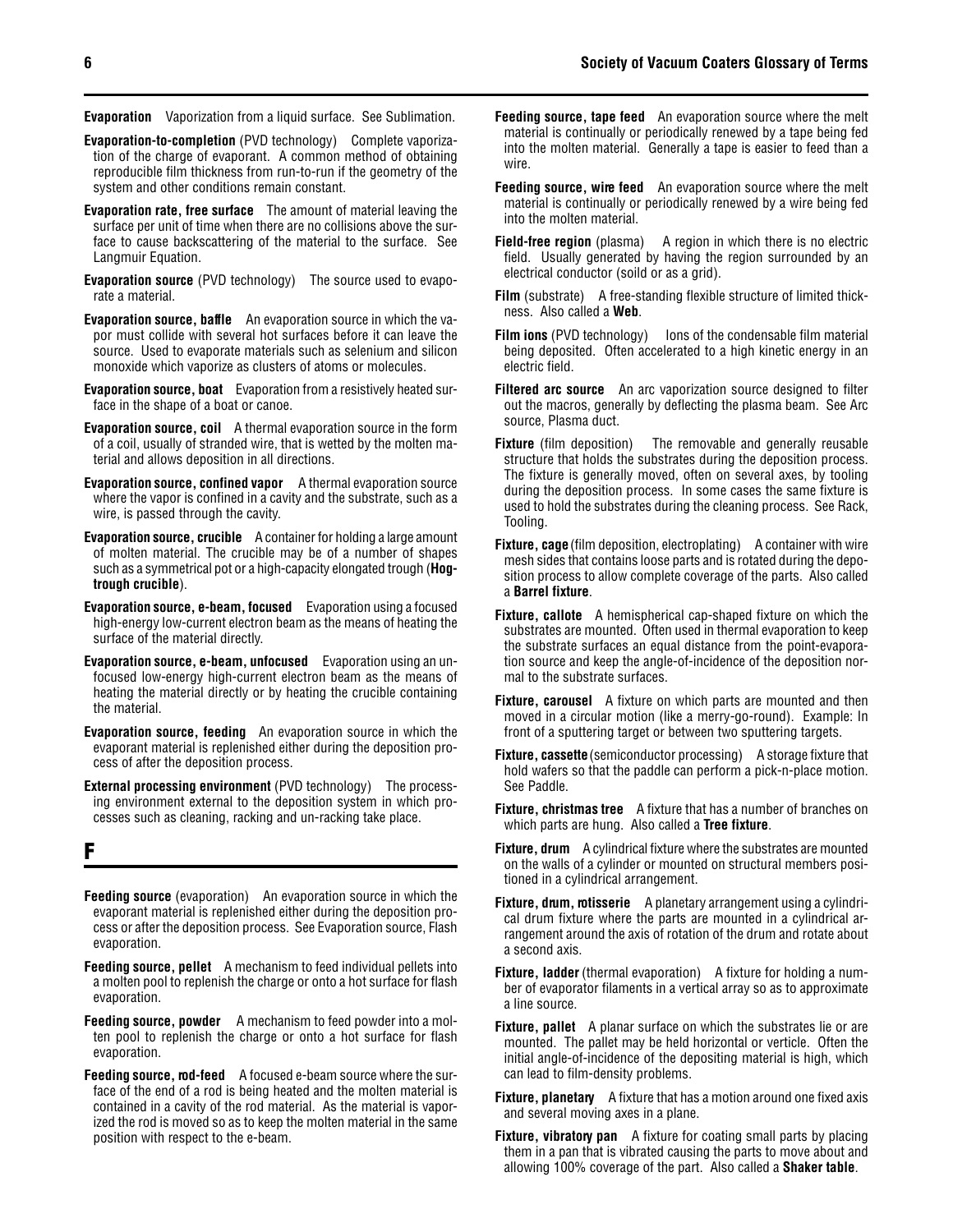**Evaporation** Vaporization from a liquid surface. See Sublimation.

**Evaporation-to-completion** (PVD technology) Complete vaporization of the charge of evaporant. A common method of obtaining reproducible film thickness from run-to-run if the geometry of the system and other conditions remain constant.

**Evaporation rate, free surface** The amount of material leaving the surface per unit of time when there are no collisions above the surface to cause backscattering of the material to the surface. See Langmuir Equation.

**Evaporation source** (PVD technology) The source used to evaporate a material.

**Evaporation source, baffle** An evaporation source in which the vapor must collide with several hot surfaces before it can leave the source. Used to evaporate materials such as selenium and silicon monoxide which vaporize as clusters of atoms or molecules.

**Evaporation source, boat** Evaporation from a resistively heated surface in the shape of a boat or canoe.

**Evaporation source, coil** A thermal evaporation source in the form of a coil, usually of stranded wire, that is wetted by the molten material and allows deposition in all directions.

**Evaporation source, confined vapor** A thermal evaporation source where the vapor is confined in a cavity and the substrate, such as a wire, is passed through the cavity.

**Evaporation source, crucible** A container for holding a large amount of molten material. The crucible may be of a number of shapes such as a symmetrical pot or a high-capacity elongated trough (**Hog-trough crucible**).

**Evaporation source, e-beam, focused** Evaporation using a focused high-energy low-current electron beam as the means of heating the surface of the material directly.

**Evaporation source, e-beam, unfocused** Evaporation using an unfocused low-energy high-current electron beam as the means of heating the material directly or by heating the crucible containing the material.

**Evaporation source, feeding** An evaporation source in which the evaporant material is replenished either during the deposition process of after the deposition process.

**External processing environment** (PVD technology) The processing environment external to the deposition system in which processes such as cleaning, racking and un-racking take place.

## F

**Feeding source** (evaporation) An evaporation source in which the evaporant material is replenished either during the deposition process or after the deposition process. See Evaporation source, Flash evaporation.

**Feeding source, pellet** A mechanism to feed individual pellets into a molten pool to replenish the charge or onto a hot surface for flash evaporation.

**Feeding source, powder** A mechanism to feed powder into a molten pool to replenish the charge or onto a hot surface for flash evaporation.

**Feeding source, rod-feed** A focused e-beam source where the surface of the end of a rod is being heated and the molten material is contained in a cavity of the rod material. As the material is vaporized the rod is moved so as to keep the molten material in the same position with respect to the e-beam.

**Feeding source, tape feed** An evaporation source where the melt material is continually or periodically renewed by a tape being fed into the molten material. Generally a tape is easier to feed than a wire.

**Feeding source, wire feed** An evaporation source where the melt material is continually or periodically renewed by a wire being fed into the molten material.

**Field-free region** (plasma) A region in which there is no electric field. Usually generated by having the region surrounded by an electrical conductor (soild or as a grid).

**Film** (substrate) A free-standing flexible structure of limited thickness. Also called a **Web**.

**Film ions** (PVD technology) Ions of the condensable film material being deposited. Often accelerated to a high kinetic energy in an electric field.

**Filtered arc source** An arc vaporization source designed to filter out the macros, generally by deflecting the plasma beam. See Arc source, Plasma duct.

**Fixture** (film deposition) The removable and generally reusable structure that holds the substrates during the deposition process. The fixture is generally moved, often on several axes, by tooling during the deposition process. In some cases the same fixture is used to hold the substrates during the cleaning process. See Rack, Tooling.

**Fixture, cage** (film deposition, electroplating) A container with wire mesh sides that contains loose parts and is rotated during the deposition process to allow complete coverage of the parts. Also called a **Barrel fixture**.

**Fixture, callote** A hemispherical cap-shaped fixture on which the substrates are mounted. Often used in thermal evaporation to keep the substrate surfaces an equal distance from the point-evaporation source and keep the angle-of-incidence of the deposition normal to the substrate surfaces.

**Fixture, carousel** A fixture on which parts are mounted and then moved in a circular motion (like a merry-go-round). Example: In front of a sputtering target or between two sputtering targets.

**Fixture, cassette** (semiconductor processing) A storage fixture that hold wafers so that the paddle can perform a pick-n-place motion. See Paddle.

**Fixture, christmas tree** A fixture that has a number of branches on which parts are hung. Also called a **Tree fixture**.

**Fixture, drum** A cylindrical fixture where the substrates are mounted on the walls of a cylinder or mounted on structural members positioned in a cylindrical arrangement.

**Fixture, drum, rotisserie** A planetary arrangement using a cylindrical drum fixture where the parts are mounted in a cylindrical arrangement around the axis of rotation of the drum and rotate about a second axis.

**Fixture, ladder** (thermal evaporation) A fixture for holding a number of evaporator filaments in a vertical array so as to approximate a line source.

**Fixture, pallet** A planar surface on which the substrates lie or are mounted. The pallet may be held horizontal or verticle. Often the initial angle-of-incidence of the depositing material is high, which can lead to film-density problems.

**Fixture, planetary** A fixture that has a motion around one fixed axis and several moving axes in a plane.

**Fixture, vibratory pan** A fixture for coating small parts by placing them in a pan that is vibrated causing the parts to move about and allowing 100% coverage of the part. Also called a **Shaker table**.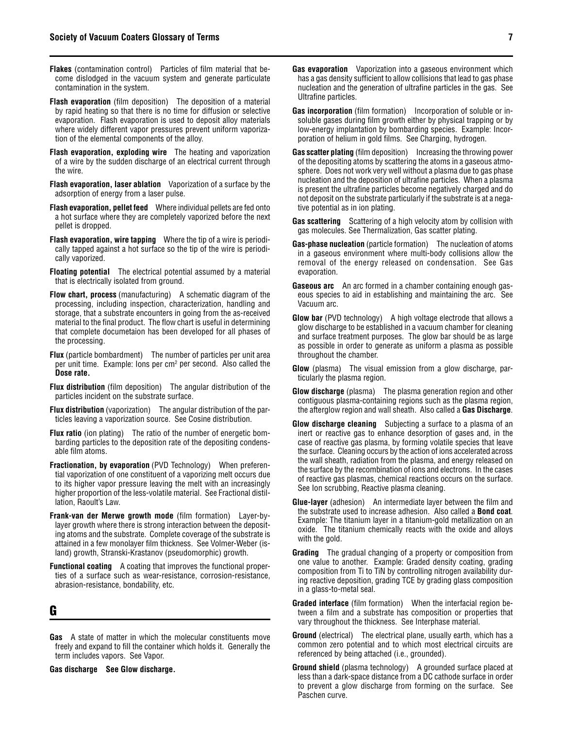**Flakes** (contamination control) Particles of film material that become dislodged in the vacuum system and generate particulate contamination in the system.

**Flash evaporation** (film deposition) The deposition of a material by rapid heating so that there is no time for diffusion or selective evaporation. Flash evaporation is used to deposit alloy materials where widely different vapor pressures prevent uniform vaporization of the elemental components of the alloy.

**Flash evaporation, exploding wire** The heating and vaporization of a wire by the sudden discharge of an electrical current through the wire.

**Flash evaporation, laser ablation** Vaporization of a surface by the adsorption of energy from a laser pulse.

**Flash evaporation, pellet feed** Where individual pellets are fed onto a hot surface where they are completely vaporized before the next pellet is dropped.

**Flash evaporation, wire tapping** Where the tip of a wire is periodically tapped against a hot surface so the tip of the wire is periodically vaporized.

**Floating potential** The electrical potential assumed by a material that is electrically isolated from ground.

**Flow chart, process** (manufacturing) A schematic diagram of the processing, including inspection, characterization, handling and storage, that a substrate encounters in going from the as-received material to the final product. The flow chart is useful in determining that complete documetaion has been developed for all phases of the processing.

**Flux** (particle bombardment) The number of particles per unit area per unit time. Example: Ions per $cm^2$ per second. Also called the **Dose rate.**

**Flux distribution** (film deposition) The angular distribution of the particles incident on the substrate surface.

**Flux distribution** (vaporization) The angular distribution of the particles leaving a vaporization source. See Cosine distribution.

**Flux ratio** (ion plating) The ratio of the number of energetic bombarding particles to the deposition rate of the depositing condensable film atoms.

**Fractionation, by evaporation** (PVD Technology) When preferential vaporization of one constituent of a vaporizing melt occurs due to its higher vapor pressure leaving the melt with an increasingly higher proportion of the less-volatile material. See Fractional distillation, Raoult's Law.

**Frank-van der Merwe growth mode** (film formation) Layer-by-layer growth where there is strong interaction between the depositing atoms and the substrate. Complete coverage of the substrate is attained in a few monolayer film thickness. See Volmer-Weber (island) growth, Stranski-Krastanov (pseudomorphic) growth.

**Functional coating** A coating that improves the functional properties of a surface such as wear-resistance, corrosion-resistance, abrasion-resistance, bondability, etc.

## G

**Gas** A state of matter in which the molecular constituents move freely and expand to fill the container which holds it. Generally the term includes vapors. See Vapor.

**Gas discharge See Glow discharge.**

**Gas evaporation** Vaporization into a gaseous environment which has a gas density sufficient to allow collisions that lead to gas phase nucleation and the generation of ultrafine particles in the gas. See Ultrafine particles.

**Gas incorporation** (film formation) Incorporation of soluble or insoluble gases during film growth either by physical trapping or by low-energy implantation by bombarding species. Example: Incorporation of helium in gold films. See Charging, hydrogen.

**Gas scatter plating** (film deposition) Increasing the throwing power of the depositing atoms by scattering the atoms in a gaseous atmosphere. Does not work very well without a plasma due to gas phase nucleation and the deposition of ultrafine particles. When a plasma is present the ultrafine particles become negatively charged and do not deposit on the substrate particularly if the substrate is at a negative potential as in ion plating.

**Gas scattering** Scattering of a high velocity atom by collision with gas molecules. See Thermalization, Gas scatter plating.

**Gas-phase nucleation** (particle formation) The nucleation of atoms in a gaseous environment where multi-body collisions allow the removal of the energy released on condensation. See Gas evaporation.

**Gaseous arc** An arc formed in a chamber containing enough gaseous species to aid in establishing and maintaining the arc. See Vacuum arc.

**Glow bar** (PVD technology) A high voltage electrode that allows a glow discharge to be established in a vacuum chamber for cleaning and surface treatment purposes. The glow bar should be as large as possible in order to generate as uniform a plasma as possible throughout the chamber.

**Glow** (plasma) The visual emission from a glow discharge, particularly the plasma region.

**Glow discharge** (plasma) The plasma generation region and other contiguous plasma-containing regions such as the plasma region, the afterglow region and wall sheath. Also called a **Gas Discharge**.

**Glow discharge cleaning** Subjecting a surface to a plasma of an inert or reactive gas to enhance desorption of gases and, in the case of reactive gas plasma, by forming volatile species that leave the surface. Cleaning occurs by the action of ions accelerated across the wall sheath, radiation from the plasma, and energy released on the surface by the recombination of ions and electrons. In the cases of reactive gas plasmas, chemical reactions occurs on the surface. See Ion scrubbing, Reactive plasma cleaning.

**Glue-layer** (adhesion) An intermediate layer between the film and the substrate used to increase adhesion. Also called a **Bond coat**. Example: The titanium layer in a titanium-gold metallization on an oxide. The titanium chemically reacts with the oxide and alloys with the gold.

**Grading** The gradual changing of a property or composition from one value to another. Example: Graded density coating, grading composition from Ti to TiN by controlling nitrogen availability during reactive deposition, grading TCE by grading glass composition in a glass-to-metal seal.

**Graded interface** (film formation) When the interfacial region between a film and a substrate has composition or properties that vary throughout the thickness. See Interphase material.

**Ground** (electrical) The electrical plane, usually earth, which has a common zero potential and to which most electrical circuits are referenced by being attached (i.e., grounded).

**Ground shield** (plasma technology) A grounded surface placed at less than a dark-space distance from a DC cathode surface in order to prevent a glow discharge from forming on the surface. See Paschen curve.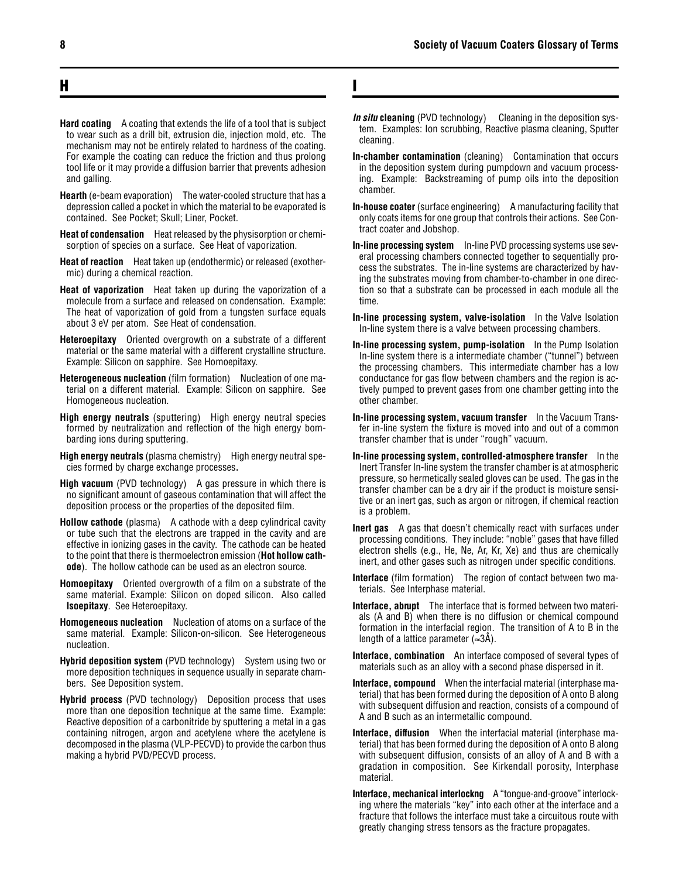## H

**Hard coating** A coating that extends the life of a tool that is subject to wear such as a drill bit, extrusion die, injection mold, etc. The mechanism may not be entirely related to hardness of the coating. For example the coating can reduce the friction and thus prolong tool life or it may provide a diffusion barrier that prevents adhesion and galling.

**Hearth** (e-beam evaporation) The water-cooled structure that has a depression called a pocket in which the material to be evaporated is contained. See Pocket; Skull; Liner, Pocket.

**Heat of condensation** Heat released by the physisorption or chemisorption of species on a surface. See Heat of vaporization.

**Heat of reaction** Heat taken up (endothermic) or released (exothermic) during a chemical reaction.

**Heat of vaporization** Heat taken up during the vaporization of a molecule from a surface and released on condensation. Example: The heat of vaporization of gold from a tungsten surface equals about 3 eV per atom. See Heat of condensation.

**Heteroepitaxy** Oriented overgrowth on a substrate of a different material or the same material with a different crystalline structure. Example: Silicon on sapphire. See Homoepitaxy.

**Heterogeneous nucleation** (film formation) Nucleation of one material on a different material. Example: Silicon on sapphire. See Homogeneous nucleation.

**High energy neutrals** (sputtering) High energy neutral species formed by neutralization and reflection of the high energy bombarding ions during sputtering.

**High energy neutrals** (plasma chemistry) High energy neutral species formed by charge exchange processes.

**High vacuum** (PVD technology) A gas pressure in which there is no significant amount of gaseous contamination that will affect the deposition process or the properties of the deposited film.

**Hollow cathode** (plasma) A cathode with a deep cylindrical cavity or tube such that the electrons are trapped in the cavity and are effective in ionizing gases in the cavity. The cathode can be heated to the point that there is thermoelectron emission (**Hot hollow cathode**). The hollow cathode can be used as an electron source.

**Homoepitaxy** Oriented overgrowth of a film on a substrate of the same material. Example: Silicon on doped silicon. Also called **Isoepitaxy**. See Heteroepitaxy.

**Homogeneous nucleation** Nucleation of atoms on a surface of the same material. Example: Silicon-on-silicon. See Heterogeneous nucleation.

**Hybrid deposition system** (PVD technology) System using two or more deposition techniques in sequence usually in separate chambers. See Deposition system.

**Hybrid process** (PVD technology) Deposition process that uses more than one deposition technique at the same time. Example: Reactive deposition of a carbonitride by sputtering a metal in a gas containing nitrogen, argon and acetylene where the acetylene is decomposed in the plasma (VLP-PECVD) to provide the carbon thus making a hybrid PVD/PECVD process.

## I

***In situ* cleaning** (PVD technology) Cleaning in the deposition system. Examples: Ion scrubbing, Reactive plasma cleaning, Sputter cleaning.

**In-chamber contamination** (cleaning) Contamination that occurs in the deposition system during pumpdown and vacuum processing. Example: Backstreaming of pump oils into the deposition chamber.

**In-house coater** (surface engineering) A manufacturing facility that only coats items for one group that controls their actions. See Contract coater and Jobshop.

**In-line processing system** In-line PVD processing systems use several processing chambers connected together to sequentially process the substrates. The in-line systems are characterized by having the substrates moving from chamber-to-chamber in one direction so that a substrate can be processed in each module all the time.

**In-line processing system, valve-isolation** In the Valve Isolation In-line system there is a valve between processing chambers.

**In-line processing system, pump-isolation** In the Pump Isolation In-line system there is a intermediate chamber ("tunnel") between the processing chambers. This intermediate chamber has a low conductance for gas flow between chambers and the region is actively pumped to prevent gases from one chamber getting into the other chamber.

**In-line processing system, vacuum transfer** In the Vacuum Transfer in-line system the fixture is moved into and out of a common transfer chamber that is under "rough" vacuum.

**In-line processing system, controlled-atmosphere transfer** In the Inert Transfer In-line system the transfer chamber is at atmospheric pressure, so hermetically sealed gloves can be used. The gas in the transfer chamber can be a dry air if the product is moisture sensitive or an inert gas, such as argon or nitrogen, if chemical reaction is a problem.

**Inert gas** A gas that doesn't chemically react with surfaces under processing conditions. They include: "noble" gases that have filled electron shells (e.g., He, Ne, Ar, Kr, Xe) and thus are chemically inert, and other gases such as nitrogen under specific conditions.

**Interface** (film formation) The region of contact between two materials. See Interphase material.

**Interface, abrupt** The interface that is formed between two materials (A and B) when there is no diffusion or chemical compound formation in the interfacial region. The transition of A to B in the length of a lattice parameter ($\approx$3Å).

**Interface, combination** An interface composed of several types of materials such as an alloy with a second phase dispersed in it.

**Interface, compound** When the interfacial material (interphase material) that has been formed during the deposition of A onto B along with subsequent diffusion and reaction, consists of a compound of A and B such as an intermetallic compound.

**Interface, diffusion** When the interfacial material (interphase material) that has been formed during the deposition of A onto B along with subsequent diffusion, consists of an alloy of A and B with a gradation in composition. See Kirkendall porosity, Interphase material.

**Interface, mechanical interlockng** A "tongue-and-groove" interlocking where the materials "key" into each other at the interface and a fracture that follows the interface must take a circuitous route with greatly changing stress tensors as the fracture propagates.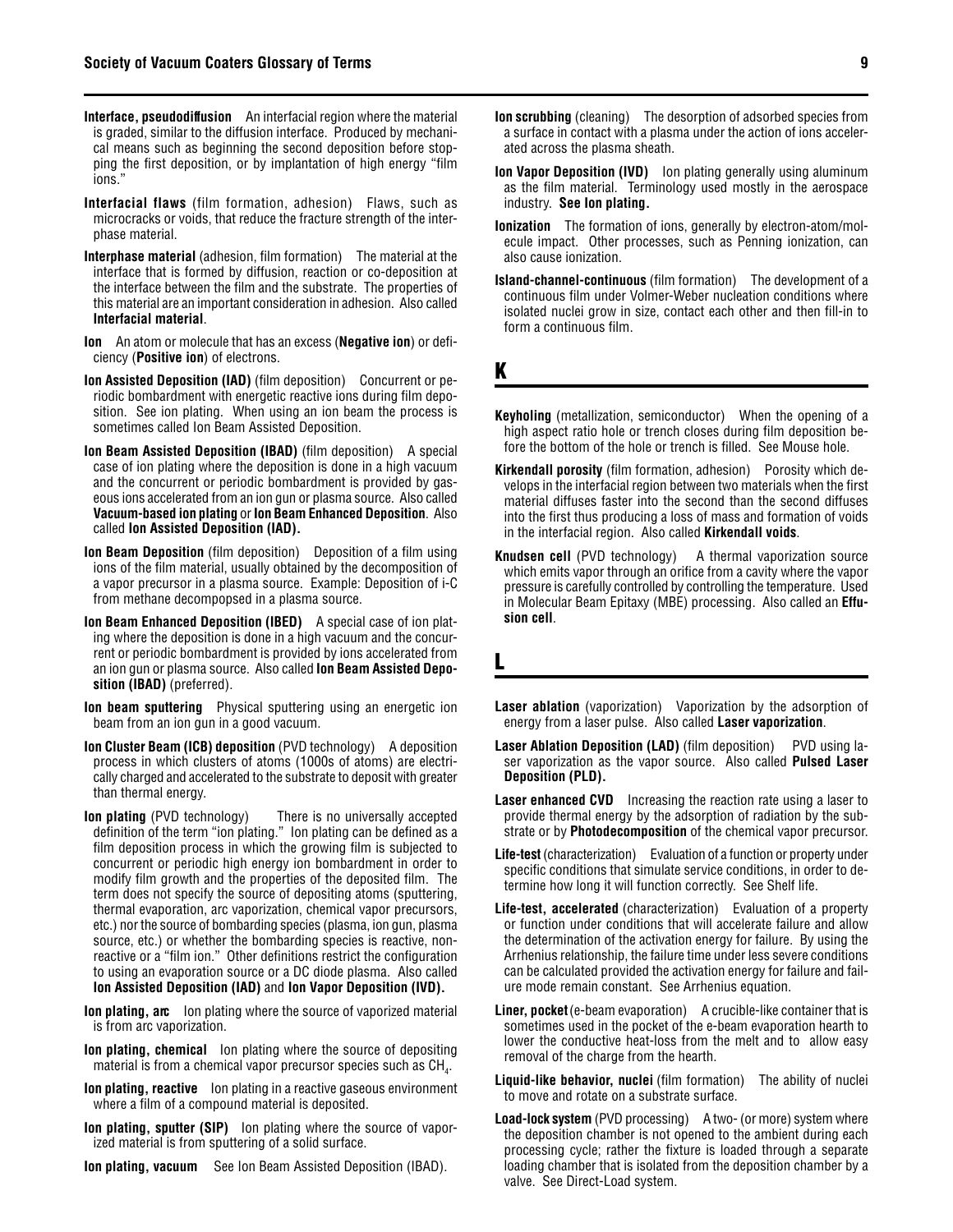**Interface, pseudodiffusion** An interfacial region where the material is graded, similar to the diffusion interface. Produced by mechanical means such as beginning the second deposition before stopping the first deposition, or by implantation of high energy "film ions."

**Interfacial flaws** (film formation, adhesion) Flaws, such as microcracks or voids, that reduce the fracture strength of the interphase material.

**Interphase material** (adhesion, film formation) The material at the interface that is formed by diffusion, reaction or co-deposition at the interface between the film and the substrate. The properties of this material are an important consideration in adhesion. Also called **Interfacial material**.

**Ion** An atom or molecule that has an excess (**Negative ion**) or deficiency (**Positive ion**) of electrons.

**Ion Assisted Deposition (IAD)** (film deposition) Concurrent or periodic bombardment with energetic reactive ions during film deposition. See ion plating. When using an ion beam the process is sometimes called Ion Beam Assisted Deposition.

**Ion Beam Assisted Deposition (IBAD)** (film deposition) A special case of ion plating where the deposition is done in a high vacuum and the concurrent or periodic bombardment is provided by gaseous ions accelerated from an ion gun or plasma source. Also called **Vacuum-based ion plating** or **Ion Beam Enhanced Deposition**. Also called **Ion Assisted Deposition (IAD).**

**Ion Beam Deposition** (film deposition) Deposition of a film using ions of the film material, usually obtained by the decomposition of a vapor precursor in a plasma source. Example: Deposition of i-C from methane decompoosed in a plasma source.

**Ion Beam Enhanced Deposition (IBED)** A special case of ion plating where the deposition is done in a high vacuum and the concurrent or periodic bombardment is provided by ions accelerated from an ion gun or plasma source. Also called **Ion Beam Assisted Deposition (IBAD)** (preferred).

**Ion beam sputtering** Physical sputtering using an energetic ion beam from an ion gun in a good vacuum.

**Ion Cluster Beam (ICB) deposition** (PVD technology) A deposition process in which clusters of atoms (1000s of atoms) are electrically charged and accelerated to the substrate to deposit with greater than thermal energy.

**Ion plating** (PVD technology) There is no universally accepted definition of the term "ion plating." Ion plating can be defined as a film deposition process in which the growing film is subjected to concurrent or periodic high energy ion bombardment in order to modify film growth and the properties of the deposited film. The term does not specify the source of depositing atoms (sputtering, thermal evaporation, arc vaporization, chemical vapor precursors, etc.) nor the source of bombarding species (plasma, ion gun, plasma source, etc.) or whether the bombarding species is reactive, nonreactive or a "film ion." Other definitions restrict the configuration to using an evaporation source or a DC diode plasma. Also called **Ion Assisted Deposition (IAD)** and **Ion Vapor Deposition (IVD).**

**Ion plating, arc** Ion plating where the source of vaporized material is from arc vaporization.

**Ion plating, chemical** Ion plating where the source of depositing material is from a chemical vapor precursor species such as $CH_4$.

**Ion plating, reactive** Ion plating in a reactive gaseous environment where a film of a compound material is deposited.

**Ion plating, sputter (SIP)** Ion plating where the source of vaporized material is from sputtering of a solid surface.

**Ion plating, vacuum** See Ion Beam Assisted Deposition (IBAD).

**Ion scrubbing** (cleaning) The desorption of adsorbed species from a surface in contact with a plasma under the action of ions accelerated across the plasma sheath.

**Ion Vapor Deposition (IVD)** Ion plating generally using aluminum as the film material. Terminology used mostly in the aerospace industry. **See Ion plating.**

**Ionization** The formation of ions, generally by electron-atom/molecule impact. Other processes, such as Penning ionization, can also cause ionization.

**Island-channel-continuous** (film formation) The development of a continuous film under Volmer-Weber nucleation conditions where isolated nuclei grow in size, contact each other and then fill-in to form a continuous film.

## K

**Keyholing** (metallization, semiconductor) When the opening of a high aspect ratio hole or trench closes during film deposition before the bottom of the hole or trench is filled. See Mouse hole.

**Kirkendall porosity** (film formation, adhesion) Porosity which develops in the interfacial region between two materials when the first material diffuses faster into the second than the second diffuses into the first thus producing a loss of mass and formation of voids in the interfacial region. Also called **Kirkendall voids**.

**Knudsen cell** (PVD technology) A thermal vaporization source which emits vapor through an orifice from a cavity where the vapor pressure is carefully controlled by controlling the temperature. Used in Molecular Beam Epitaxy (MBE) processing. Also called an **Effusion cell**.

## L

**Laser ablation** (vaporization) Vaporization by the adsorption of energy from a laser pulse. Also called **Laser vaporization**.

**Laser Ablation Deposition (LAD)** (film deposition) PVD using laser vaporization as the vapor source. Also called **Pulsed Laser Deposition (PLD).**

**Laser enhanced CVD** Increasing the reaction rate using a laser to provide thermal energy by the adsorption of radiation by the substrate or by **Photodecomposition** of the chemical vapor precursor.

**Life-test** (characterization) Evaluation of a function or property under specific conditions that simulate service conditions, in order to determine how long it will function correctly. See Shelf life.

**Life-test, accelerated** (characterization) Evaluation of a property or function under conditions that will accelerate failure and allow the determination of the activation energy for failure. By using the Arrhenius relationship, the failure time under less severe conditions can be calculated provided the activation energy for failure and failure mode remain constant. See Arrhenius equation.

**Liner, pocket** (e-beam evaporation) A crucible-like container that is sometimes used in the pocket of the e-beam evaporation hearth to lower the conductive heat-loss from the melt and to allow easy removal of the charge from the hearth.

**Liquid-like behavior, nuclei** (film formation) The ability of nuclei to move and rotate on a substrate surface.

**Load-lock system** (PVD processing) A two- (or more) system where the deposition chamber is not opened to the ambient during each processing cycle; rather the fixture is loaded through a separate loading chamber that is isolated from the deposition chamber by a valve. See Direct-Load system.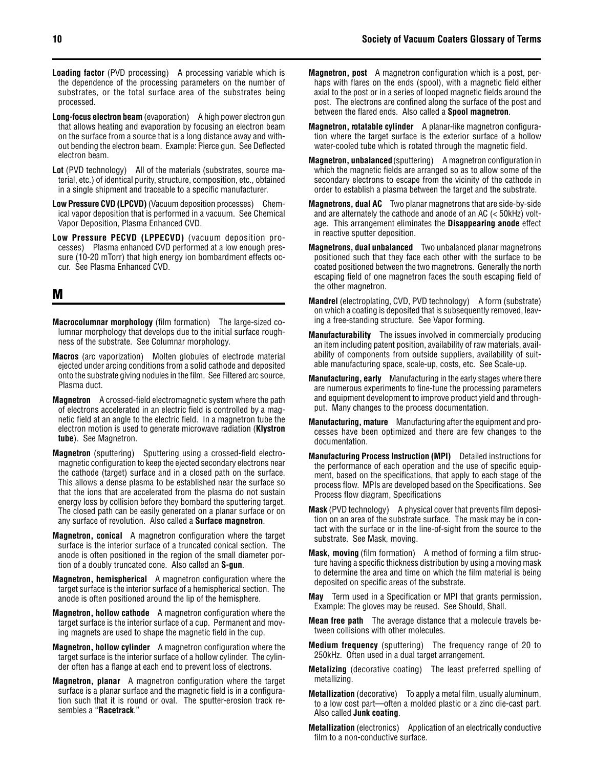**Loading factor** (PVD processing) A processing variable which is the dependence of the processing parameters on the number of substrates, or the total surface area of the substrates being processed.

**Long-focus electron beam** (evaporation) A high power electron gun that allows heating and evaporation by focusing an electron beam on the surface from a source that is a long distance away and without bending the electron beam. Example: Pierce gun. See Deflected electron beam.

**Lot** (PVD technology) All of the materials (substrates, source material, etc.) of identical purity, structure, composition, etc., obtained in a single shipment and traceable to a specific manufacturer.

**Low Pressure CVD (LPCVD)** (Vacuum deposition processes) Chemical vapor deposition that is performed in a vacuum. See Chemical Vapor Deposition, Plasma Enhanced CVD.

**Low Pressure PECVD (LPPECVD)** (vacuum deposition processes) Plasma enhanced CVD performed at a low enough pressure (10-20 mTorr) that high energy ion bombardment effects occur. See Plasma Enhanced CVD.

## M

**Macrocolumnar morphology** (film formation) The large-sized columnar morphology that develops due to the initial surface roughness of the substrate. See Columnar morphology.

**Macros** (arc vaporization) Molten globules of electrode material ejected under arcing conditions from a solid cathode and deposited onto the substrate giving nodules in the film. See Filtered arc source, Plasma duct.

**Magnetron** A crossed-field electromagnetic system where the path of electrons accelerated in an electric field is controlled by a magnetic field at an angle to the electric field. In a magnetron tube the electron motion is used to generate microwave radiation (**Klystron tube**). See Magnetron.

**Magnetron** (sputtering) Sputtering using a crossed-field electromagnetic configuration to keep the ejected secondary electrons near the cathode (target) surface and in a closed path on the surface. This allows a dense plasma to be established near the surface so that the ions that are accelerated from the plasma do not sustain energy loss by collision before they bombard the sputtering target. The closed path can be easily generated on a planar surface or on any surface of revolution. Also called a **Surface magnetron**.

**Magnetron, conical** A magnetron configuration where the target surface is the interior surface of a truncated conical section. The anode is often positioned in the region of the small diameter portion of a doubly truncated cone. Also called an **S-gun**.

**Magnetron, hemispherical** A magnetron configuration where the target surface is the interior surface of a hemispherical section. The anode is often positioned around the lip of the hemisphere.

**Magnetron, hollow cathode** A magnetron configuration where the target surface is the interior surface of a cup. Permanent and moving magnets are used to shape the magnetic field in the cup.

**Magnetron, hollow cylinder** A magnetron configuration where the target surface is the interior surface of a hollow cylinder. The cylinder often has a flange at each end to prevent loss of electrons.

**Magnetron, planar** A magnetron configuration where the target surface is a planar surface and the magnetic field is in a configuration such that it is round or oval. The sputter-erosion track resembles a "**Racetrack**."

**Magnetron, post** A magnetron configuration which is a post, perhaps with flares on the ends (spool), with a magnetic field either axial to the post or in a series of looped magnetic fields around the post. The electrons are confined along the surface of the post and between the flared ends. Also called a **Spool magnetron**.

**Magnetron, rotatable cylinder** A planar-like magnetron configuration where the target surface is the exterior surface of a hollow water-cooled tube which is rotated through the magnetic field.

**Magnetron, unbalanced** (sputtering) A magnetron configuration in which the magnetic fields are arranged so as to allow some of the secondary electrons to escape from the vicinity of the cathode in order to establish a plasma between the target and the substrate.

**Magnetrons, dual AC** Two planar magnetrons that are side-by-side and are alternately the cathode and anode of an AC (< 50kHz) voltage. This arrangement eliminates the **Disappearing anode** effect in reactive sputter deposition.

**Magnetrons, dual unbalanced** Two unbalanced planar magnetrons positioned such that they face each other with the surface to be coated positioned between the two magnetrons. Generally the north escaping field of one magnetron faces the south escaping field of the other magnetron.

**Mandrel** (electroplating, CVD, PVD technology) A form (substrate) on which a coating is deposited that is subsequently removed, leaving a free-standing structure. See Vapor forming.

**Manufacturability** The issues involved in commercially producing an item including patent position, availability of raw materials, availability of components from outside suppliers, availability of suitable manufacturing space, scale-up, costs, etc. See Scale-up.

**Manufacturing, early** Manufacturing in the early stages where there are numerous experiments to fine-tune the processing parameters and equipment development to improve product yield and throughput. Many changes to the process documentation.

**Manufacturing, mature** Manufacturing after the equipment and processes have been optimized and there are few changes to the documentation.

**Manufacturing Process Instruction (MPI)** Detailed instructions for the performance of each operation and the use of specific equipment, based on the specifications, that apply to each stage of the process flow. MPIs are developed based on the Specifications. See Process flow diagram, Specifications

**Mask** (PVD technology) A physical cover that prevents film deposition on an area of the substrate surface. The mask may be in contact with the surface or in the line-of-sight from the source to the substrate. See Mask, moving.

**Mask, moving** (film formation) A method of forming a film structure having a specific thickness distribution by using a moving mask to determine the area and time on which the film material is being deposited on specific areas of the substrate.

**May** Term used in a Specification or MPI that grants permission**.** Example: The gloves may be reused. See Should, Shall.

**Mean free path** The average distance that a molecule travels between collisions with other molecules.

**Medium frequency** (sputtering) The frequency range of 20 to 250kHz. Often used in a dual target arrangement.

**Metalizing** (decorative coating) The least preferred spelling of metallizing.

**Metallization** (decorative) To apply a metal film, usually aluminum, to a low cost part—often a molded plastic or a zinc die-cast part. Also called **Junk coating**.

**Metallization** (electronics) Application of an electrically conductive film to a non-conductive surface.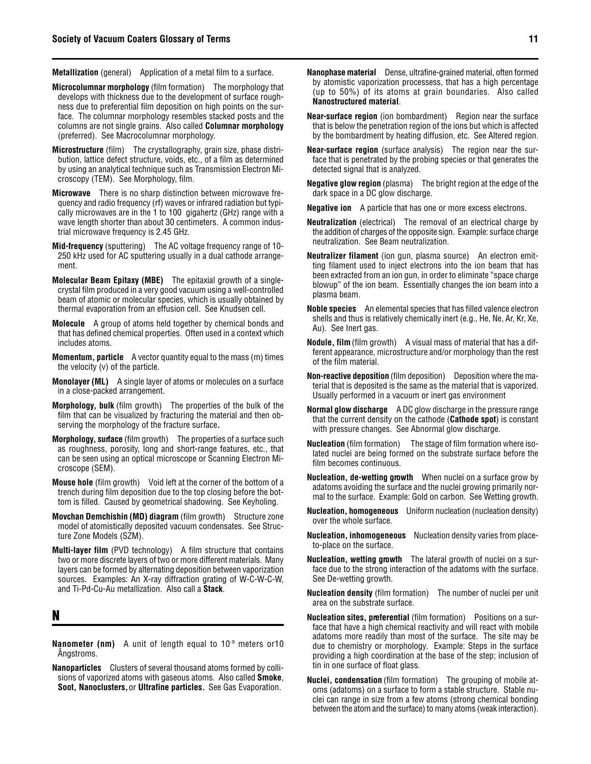**Metallization** (general) Application of a metal film to a surface.

**Microcolumnar morphology** (film formation) The morphology that develops with thickness due to the development of surface roughness due to preferential film deposition on high points on the surface. The columnar morphology resembles stacked posts and the columns are not single grains. Also called **Columnar morphology** (preferred). See Macrocolumnar morphology.

**Microstructure** (film) The crystallography, grain size, phase distribution, lattice defect structure, voids, etc., of a film as determined by using an analytical technique such as Transmission Electron Microscopy (TEM). See Morphology, film.

**Microwave** There is no sharp distinction between microwave frequency and radio frequency (rf) waves or infrared radiation but typically microwaves are in the 1 to 100 gigahertz (GHz) range with a wave length shorter than about 30 centimeters. A common industrial microwave frequency is 2.45 GHz.

**Mid-frequency** (sputtering) The AC voltage frequency range of 10-250 kHz used for AC sputtering usually in a dual cathode arrangement.

**Molecular Beam Epitaxy (MBE)** The epitaxial growth of a single-crystal film produced in a very good vacuum using a well-controlled beam of atomic or molecular species, which is usually obtained by thermal evaporation from an effusion cell. See Knudsen cell.

**Molecule** A group of atoms held together by chemical bonds and that has defined chemical properties. Often used in a context which includes atoms.

**Momentum, particle** A vector quantity equal to the mass (m) times the velocity (v) of the particle.

**Monolayer (ML)** A single layer of atoms or molecules on a surface in a close-packed arrangement.

**Morphology, bulk** (film growth) The properties of the bulk of the film that can be visualized by fracturing the material and then observing the morphology of the fracture surface**.**

**Morphology, surface** (film growth) The properties of a surface such as roughness, porosity, long and short-range features, etc., that can be seen using an optical microscope or Scanning Electron Microscope (SEM).

**Mouse hole** (film growth) Void left at the corner of the bottom of a trench during film deposition due to the top closing before the bottom is filled. Caused by geometrical shadowing. See Keyholing.

**Movchan Demchishin (MD) diagram** (film growth) Structure zone model of atomistically deposited vacuum condensates. See Structure Zone Models (SZM).

**Multi-layer film** (PVD technology) A film structure that contains two or more discrete layers of two or more different materials. Many layers can be formed by alternating deposition between vaporization sources. Examples: An X-ray diffraction grating of W-C-W-C-W, and Ti-Pd-Cu-Au metallization. Also call a **Stack**.

# N

**Nanometer (nm)** A unit of length equal to $10^{-9}$ meters or10 Ångstroms.

**Nanoparticles** Clusters of several thousand atoms formed by collisions of vaporized atoms with gaseous atoms. Also called **Smoke**, **Soot, Nanoclusters,** or **Ultrafine particles.** See Gas Evaporation.

**Nanophase material** Dense, ultrafine-grained material, often formed by atomistic vaporization processess, that has a high percentage (up to 50%) of its atoms at grain boundaries. Also called **Nanostructured material**.

**Near-surface region** (ion bombardment) Region near the surface that is below the penetration region of the ions but which is affected by the bombardment by heating diffusion, etc. See Altered region.

**Near-surface region** (surface analysis) The region near the surface that is penetrated by the probing species or that generates the detected signal that is analyzed.

**Negative glow region** (plasma) The bright region at the edge of the dark space in a DC glow discharge.

**Negative ion** A particle that has one or more excess electrons.

**Neutralization** (electrical) The removal of an electrical charge by the addition of charges of the opposite sign. Example: surface charge neutralization. See Beam neutralization.

**Neutralizer filament** (ion gun, plasma source) An electron emitting filament used to inject electrons into the ion beam that has been extracted from an ion gun, in order to eliminate "space charge blowup" of the ion beam. Essentially changes the ion beam into a plasma beam.

**Noble species** An elemental species that has filled valence electron shells and thus is relatively chemically inert (e.g., He, Ne, Ar, Kr, Xe, Au). See Inert gas.

**Nodule, film** (film growth) A visual mass of material that has a different appearance, microstructure and/or morphology than the rest of the film material.

**Non-reactive deposition** (film deposition) Deposition where the material that is deposited is the same as the material that is vaporized. Usually performed in a vacuum or inert gas environment

**Normal glow discharge** A DC glow discharge in the pressure range that the current density on the cathode (**Cathode spot**) is constant with pressure changes. See Abnormal glow discharge.

**Nucleation** (film formation) The stage of film formation where isolated nuclei are being formed on the substrate surface before the film becomes continuous.

**Nucleation, de-wetting growth** When nuclei on a surface grow by adatoms avoiding the surface and the nuclei growing primarily normal to the surface. Example: Gold on carbon. See Wetting growth.

**Nucleation, homogeneous** Uniform nucleation (nucleation density) over the whole surface.

**Nucleation, inhomogeneous** Nucleation density varies from place-to-place on the surface.

**Nucleation, wetting growth** The lateral growth of nuclei on a surface due to the strong interaction of the adatoms with the surface. See De-wetting growth.

**Nucleation density** (film formation) The number of nuclei per unit area on the substrate surface.

**Nucleation sites, preferential** (film formation) Positions on a surface that have a high chemical reactivity and will react with mobile adatoms more readily than most of the surface. The site may be due to chemistry or morphology. Example: Steps in the surface providing a high coordination at the base of the step; inclusion of tin in one surface of float glass.

**Nuclei, condensation** (film formation) The grouping of mobile atoms (adatoms) on a surface to form a stable structure. Stable nuclei can range in size from a few atoms (strong chemical bonding between the atom and the surface) to many atoms (weak interaction).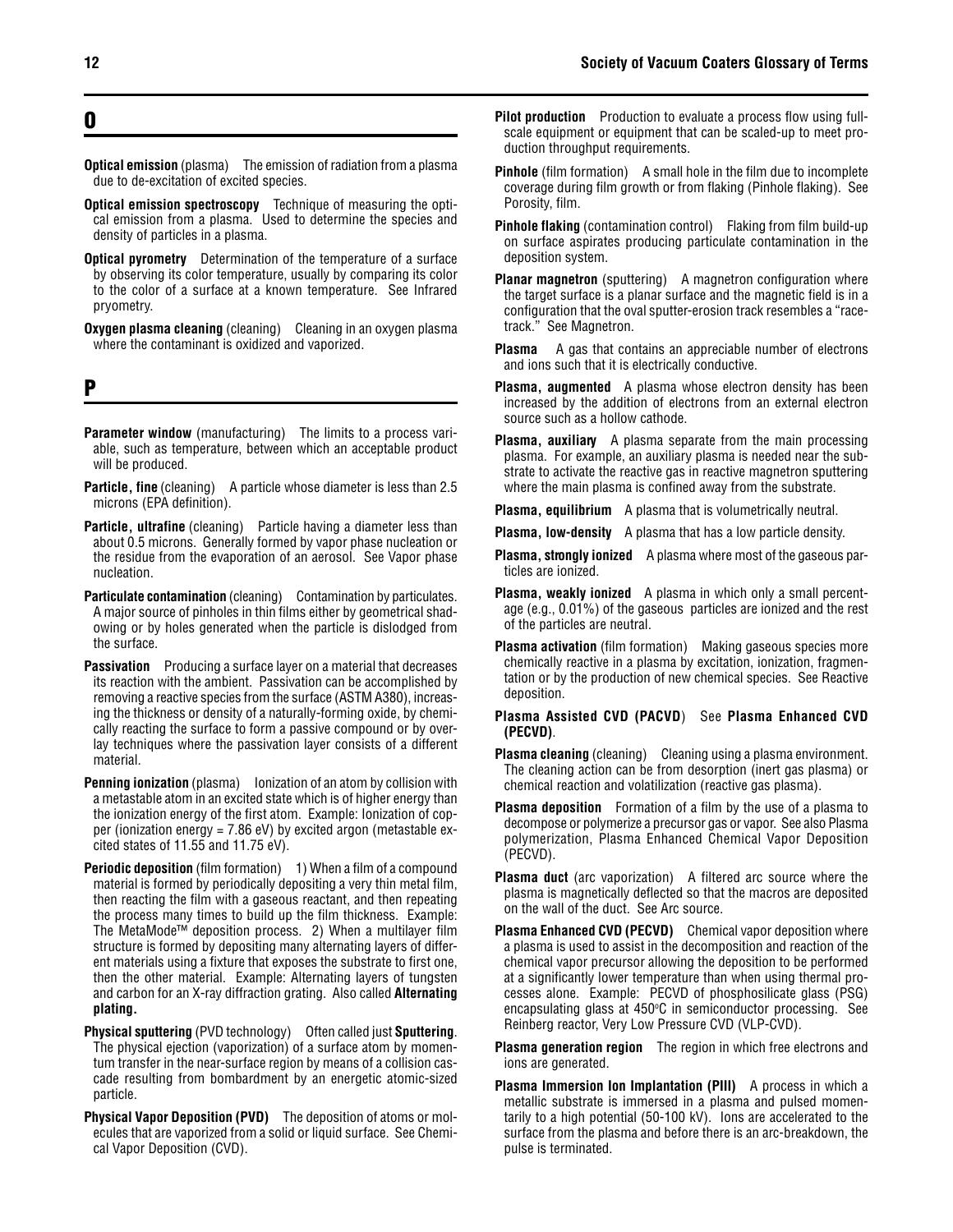## O

**Optical emission** (plasma) The emission of radiation from a plasma due to de-excitation of excited species.

**Optical emission spectroscopy** Technique of measuring the optical emission from a plasma. Used to determine the species and density of particles in a plasma.

**Optical pyrometry** Determination of the temperature of a surface by observing its color temperature, usually by comparing its color to the color of a surface at a known temperature. See Infrared pryometry.

**Oxygen plasma cleaning** (cleaning) Cleaning in an oxygen plasma where the contaminant is oxidized and vaporized.

## P

**Parameter window** (manufacturing) The limits to a process variable, such as temperature, between which an acceptable product will be produced.

**Particle, fine** (cleaning) A particle whose diameter is less than 2.5 microns (EPA definition).

**Particle, ultrafine** (cleaning) Particle having a diameter less than about 0.5 microns. Generally formed by vapor phase nucleation or the residue from the evaporation of an aerosol. See Vapor phase nucleation.

**Particulate contamination** (cleaning) Contamination by particulates. A major source of pinholes in thin films either by geometrical shadowing or by holes generated when the particle is dislodged from the surface.

**Passivation** Producing a surface layer on a material that decreases its reaction with the ambient. Passivation can be accomplished by removing a reactive species from the surface (ASTM A380), increasing the thickness or density of a naturally-forming oxide, by chemically reacting the surface to form a passive compound or by overlay techniques where the passivation layer consists of a different material.

**Penning ionization** (plasma) Ionization of an atom by collision with a metastable atom in an excited state which is of higher energy than the ionization energy of the first atom. Example: Ionization of copper (ionization energy = 7.86 eV) by excited argon (metastable excited states of 11.55 and 11.75 eV).

**Periodic deposition** (film formation) 1) When a film of a compound material is formed by periodically depositing a very thin metal film, then reacting the film with a gaseous reactant, and then repeating the process many times to build up the film thickness. Example: The MetaMode™ deposition process. 2) When a multilayer film structure is formed by depositing many alternating layers of different materials using a fixture that exposes the substrate to first one, then the other material. Example: Alternating layers of tungsten and carbon for an X-ray diffraction grating. Also called **Alternating plating.**

**Physical sputtering** (PVD technology) Often called just **Sputtering**. The physical ejection (vaporization) of a surface atom by momentum transfer in the near-surface region by means of a collision cascade resulting from bombardment by an energetic atomic-sized particle.

**Physical Vapor Deposition (PVD)** The deposition of atoms or molecules that are vaporized from a solid or liquid surface. See Chemical Vapor Deposition (CVD).

**Pilot production** Production to evaluate a process flow using full-scale equipment or equipment that can be scaled-up to meet production throughput requirements.

**Pinhole** (film formation) A small hole in the film due to incomplete coverage during film growth or from flaking (Pinhole flaking). See Porosity, film.

**Pinhole flaking** (contamination control) Flaking from film build-up on surface aspirates producing particulate contamination in the deposition system.

**Planar magnetron** (sputtering) A magnetron configuration where the target surface is a planar surface and the magnetic field is in a configuration that the oval sputter-erosion track resembles a "race-track." See Magnetron.

**Plasma** A gas that contains an appreciable number of electrons and ions such that it is electrically conductive.

**Plasma, augmented** A plasma whose electron density has been increased by the addition of electrons from an external electron source such as a hollow cathode.

**Plasma, auxiliary** A plasma separate from the main processing plasma. For example, an auxiliary plasma is needed near the substrate to activate the reactive gas in reactive magnetron sputtering where the main plasma is confined away from the substrate.

**Plasma, equilibrium** A plasma that is volumetrically neutral.

**Plasma, low-density** A plasma that has a low particle density.

**Plasma, strongly ionized** A plasma where most of the gaseous particles are ionized.

**Plasma, weakly ionized** A plasma in which only a small percentage (e.g., 0.01%) of the gaseous particles are ionized and the rest of the particles are neutral.

**Plasma activation** (film formation) Making gaseous species more chemically reactive in a plasma by excitation, ionization, fragmentation or by the production of new chemical species. See Reactive deposition.

**Plasma Assisted CVD (PACVD**) See **Plasma Enhanced CVD (PECVD)**.

**Plasma cleaning** (cleaning) Cleaning using a plasma environment. The cleaning action can be from desorption (inert gas plasma) or chemical reaction and volatilization (reactive gas plasma).

**Plasma deposition** Formation of a film by the use of a plasma to decompose or polymerize a precursor gas or vapor. See also Plasma polymerization, Plasma Enhanced Chemical Vapor Deposition (PECVD).

**Plasma duct** (arc vaporization) A filtered arc source where the plasma is magnetically deflected so that the macros are deposited on the wall of the duct. See Arc source.

**Plasma Enhanced CVD (PECVD)** Chemical vapor deposition where a plasma is used to assist in the decomposition and reaction of the chemical vapor precursor allowing the deposition to be performed at a significantly lower temperature than when using thermal processes alone. Example: PECVD of phosphosilicate glass (PSG) encapsulating glass at 450°C in semiconductor processing. See Reinberg reactor, Very Low Pressure CVD (VLP-CVD).

**Plasma generation region** The region in which free electrons and ions are generated.

**Plasma Immersion Ion Implantation (PIII)** A process in which a metallic substrate is immersed in a plasma and pulsed momentarily to a high potential (50-100 kV). Ions are accelerated to the surface from the plasma and before there is an arc-breakdown, the pulse is terminated.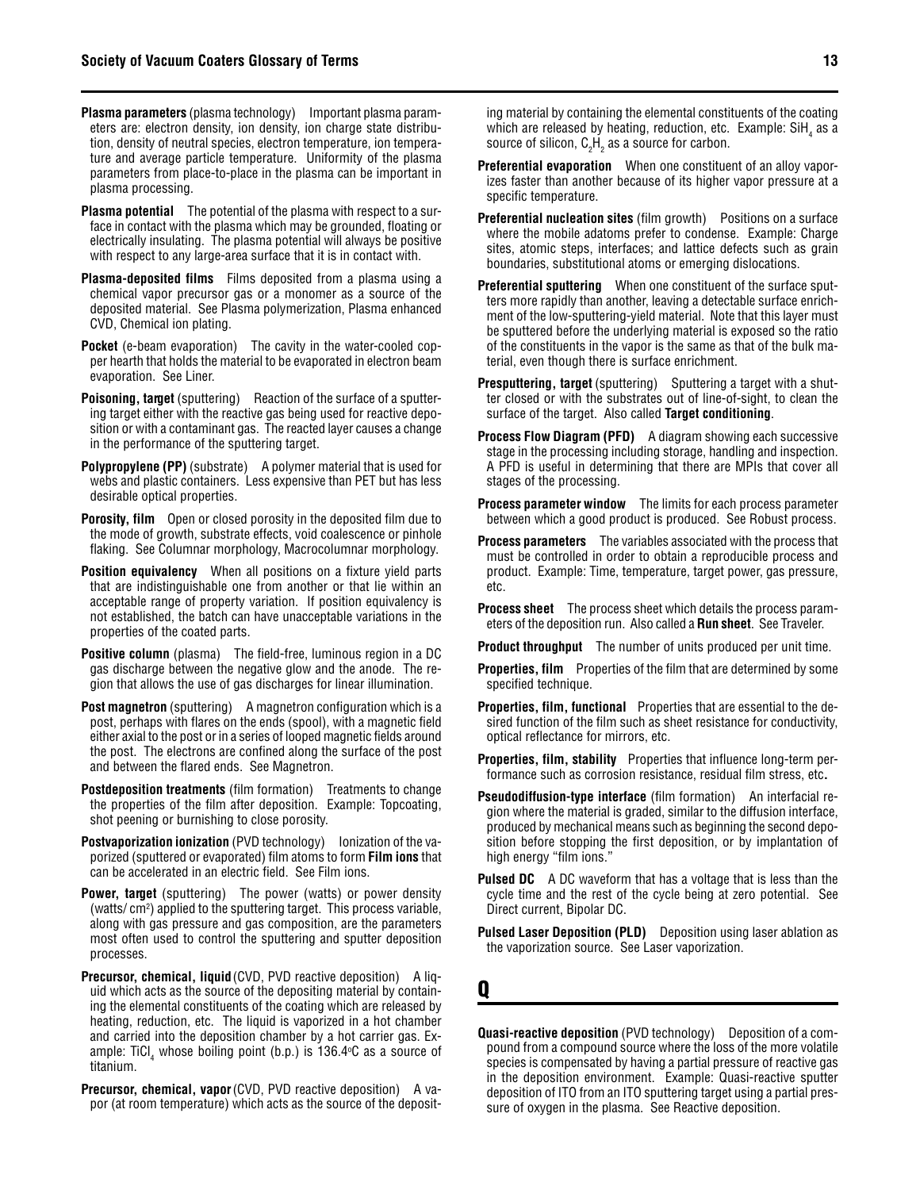**Plasma parameters** (plasma technology) Important plasma parameters are: electron density, ion density, ion charge state distribution, density of neutral species, electron temperature, ion temperature and average particle temperature. Uniformity of the plasma parameters from place-to-place in the plasma can be important in plasma processing.

**Plasma potential** The potential of the plasma with respect to a surface in contact with the plasma which may be grounded, floating or electrically insulating. The plasma potential will always be positive with respect to any large-area surface that it is in contact with.

**Plasma-deposited films** Films deposited from a plasma using a chemical vapor precursor gas or a monomer as a source of the deposited material. See Plasma polymerization, Plasma enhanced CVD, Chemical ion plating.

**Pocket** (e-beam evaporation) The cavity in the water-cooled copper hearth that holds the material to be evaporated in electron beam evaporation. See Liner.

**Poisoning, target** (sputtering) Reaction of the surface of a sputtering target either with the reactive gas being used for reactive deposition or with a contaminant gas. The reacted layer causes a change in the performance of the sputtering target.

**Polypropylene (PP)** (substrate) A polymer material that is used for webs and plastic containers. Less expensive than PET but has less desirable optical properties.

**Porosity, film** Open or closed porosity in the deposited film due to the mode of growth, substrate effects, void coalescence or pinhole flaking. See Columnar morphology, Macrocolumnar morphology.

**Position equivalency** When all positions on a fixture yield parts that are indistinguishable one from another or that lie within an acceptable range of property variation. If position equivalency is not established, the batch can have unacceptable variations in the properties of the coated parts.

**Positive column** (plasma) The field-free, luminous region in a DC gas discharge between the negative glow and the anode. The region that allows the use of gas discharges for linear illumination.

**Post magnetron** (sputtering) A magnetron configuration which is a post, perhaps with flares on the ends (spool), with a magnetic field either axial to the post or in a series of looped magnetic fields around the post. The electrons are confined along the surface of the post and between the flared ends. See Magnetron.

**Postdeposition treatments** (film formation) Treatments to change the properties of the film after deposition. Example: Topcoating, shot peening or burnishing to close porosity.

**Postvaporization ionization** (PVD technology) Ionization of the vaporized (sputtered or evaporated) film atoms to form **Film ions** that can be accelerated in an electric field. See Film ions.

**Power, target** (sputtering) The power (watts) or power density (watts/ $cm^2$) applied to the sputtering target. This process variable, along with gas pressure and gas composition, are the parameters most often used to control the sputtering and sputter deposition processes.

**Precursor, chemical, liquid** (CVD, PVD reactive deposition) A liquid which acts as the source of the depositing material by containing the elemental constituents of the coating which are released by heating, reduction, etc. The liquid is vaporized in a hot chamber and carried into the deposition chamber by a hot carrier gas. Example: $TiCl_4$ whose boiling point (b.p.) is 136.4°C as a source of titanium.

**Precursor, chemical, vapor** (CVD, PVD reactive deposition) A vapor (at room temperature) which acts as the source of the depositing material by containing the elemental constituents of the coating which are released by heating, reduction, etc. Example: $SiH_4$ as a source of silicon, $C_2H_2$ as a source for carbon.

**Preferential evaporation** When one constituent of an alloy vaporizes faster than another because of its higher vapor pressure at a specific temperature.

**Preferential nucleation sites** (film growth) Positions on a surface where the mobile adatoms prefer to condense. Example: Charge sites, atomic steps, interfaces; and lattice defects such as grain boundaries, substitutional atoms or emerging dislocations.

**Preferential sputtering** When one constituent of the surface sputters more rapidly than another, leaving a detectable surface enrichment of the low-sputtering-yield material. Note that this layer must be sputtered before the underlying material is exposed so the ratio of the constituents in the vapor is the same as that of the bulk material, even though there is surface enrichment.

**Presputtering, target** (sputtering) Sputtering a target with a shutter closed or with the substrates out of line-of-sight, to clean the surface of the target. Also called **Target conditioning**.

**Process Flow Diagram (PFD)** A diagram showing each successive stage in the processing including storage, handling and inspection. A PFD is useful in determining that there are MPIs that cover all stages of the processing.

**Process parameter window** The limits for each process parameter between which a good product is produced. See Robust process.

**Process parameters** The variables associated with the process that must be controlled in order to obtain a reproducible process and product. Example: Time, temperature, target power, gas pressure, etc.

**Process sheet** The process sheet which details the process parameters of the deposition run. Also called a **Run sheet**. See Traveler.

**Product throughput** The number of units produced per unit time.

**Properties, film** Properties of the film that are determined by some specified technique.

**Properties, film, functional** Properties that are essential to the desired function of the film such as sheet resistance for conductivity, optical reflectance for mirrors, etc.

**Properties, film, stability** Properties that influence long-term performance such as corrosion resistance, residual film stress, etc**.**

**Pseudodiffusion-type interface** (film formation) An interfacial region where the material is graded, similar to the diffusion interface, produced by mechanical means such as beginning the second deposition before stopping the first deposition, or by implantation of high energy "film ions."

**Pulsed DC** A DC waveform that has a voltage that is less than the cycle time and the rest of the cycle being at zero potential. See Direct current, Bipolar DC.

**Pulsed Laser Deposition (PLD)** Deposition using laser ablation as the vaporization source. See Laser vaporization.

# Q

**Quasi-reactive deposition** (PVD technology) Deposition of a compound from a compound source where the loss of the more volatile species is compensated by having a partial pressure of reactive gas in the deposition environment. Example: Quasi-reactive sputter deposition of ITO from an ITO sputtering target using a partial pressure of oxygen in the plasma. See Reactive deposition.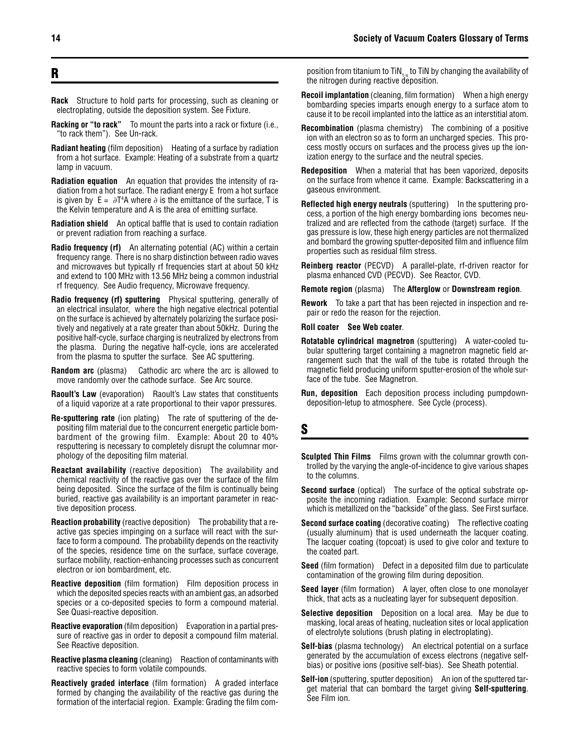## R

**Rack** Structure to hold parts for processing, such as cleaning or electroplating, outside the deposition system. See Fixture.

**Racking or "to rack"** To mount the parts into a rack or fixture (i.e., "to rack them"). See Un-rack.

**Radiant heating** (film deposition) Heating of a surface by radiation from a hot surface. Example: Heating of a substrate from a quartz lamp in vacuum.

**Radiation equation** An equation that provides the intensity of radiation from a hot surface. The radiant energy E from a hot surface is given by $E = \partial T^4 A$ where $\partial$ is the emittance of the surface, T is the Kelvin temperature and A is the area of emitting surface.

**Radiation shield** An optical baffle that is used to contain radiation or prevent radiation from reaching a surface.

**Radio frequency (rf)** An alternating potential (AC) within a certain frequency range. There is no sharp distinction between radio waves and microwaves but typically rf frequencies start at about 50 kHz and extend to 100 MHz with 13.56 MHz being a common industrial rf frequency. See Audio frequency, Microwave frequency.

**Radio frequency (rf) sputtering** Physical sputtering, generally of an electrical insulator, where the high negative electrical potential on the surface is achieved by alternately polarizing the surface positively and negatively at a rate greater than about 50kHz. During the positive half-cycle, surface charging is neutralized by electrons from the plasma. During the negative half-cycle, ions are accelerated from the plasma to sputter the surface. See AC sputtering.

**Random arc** (plasma) Cathodic arc where the arc is allowed to move randomly over the cathode surface. See Arc source.

**Raoult's Law** (evaporation) Raoult's Law states that constituents of a liquid vaporize at a rate proportional to their vapor pressures.

**Re-sputtering rate** (ion plating) The rate of sputtering of the depositing film material due to the concurrent energetic particle bombardment of the growing film. Example: About 20 to 40% resputtering is necessary to completely disrupt the columnar morphology of the depositing film material.

**Reactant availability** (reactive deposition) The availability and chemical reactivity of the reactive gas over the surface of the film being deposited. Since the surface of the film is continually being buried, reactive gas availability is an important parameter in reactive deposition process.

**Reaction probability** (reactive deposition) The probability that a reactive gas species impinging on a surface will react with the surface to form a compound. The probability depends on the reactivity of the species, residence time on the surface, surface coverage, surface mobility, reaction-enhancing processes such as concurrent electron or ion bombardment, etc.

**Reactive deposition** (film formation) Film deposition process in which the deposited species reacts with an ambient gas, an adsorbed species or a co-deposited species to form a compound material. See Quasi-reactive deposition.

**Reactive evaporation** (film deposition) Evaporation in a partial pressure of reactive gas in order to deposit a compound film material. See Reactive deposition.

**Reactive plasma cleaning** (cleaning) Reaction of contaminants with reactive species to form volatile compounds.

**Reactively graded interface** (film formation) A graded interface formed by changing the availability of the reactive gas during the formation of the interfacial region. Example: Grading the film composition from titanium to $TiN_{1-x}$ to TiN by changing the availability of the nitrogen during reactive deposition.

**Recoil implantation** (cleaning, film formation) When a high energy bombarding species imparts enough energy to a surface atom to cause it to be recoil implanted into the lattice as an interstitial atom.

**Recombination** (plasma chemistry) The combining of a positive ion with an electron so as to form an uncharged species. This process mostly occurs on surfaces and the process gives up the ionization energy to the surface and the neutral species.

**Redeposition** When a material that has been vaporized, deposits on the surface from whence it came. Example: Backscattering in a gaseous environment.

**Reflected high energy neutrals** (sputtering) In the sputtering process, a portion of the high energy bombarding ions becomes neutralized and are reflected from the cathode (target) surface. If the gas pressure is low, these high energy particles are not thermalized and bombard the growing sputter-deposited film and influence film properties such as residual film stress.

**Reinberg reactor** (PECVD) A parallel-plate, rf-driven reactor for plasma enhanced CVD (PECVD). See Reactor, CVD.

**Remote region** (plasma) The **Afterglow** or **Downstream region**.

**Rework** To take a part that has been rejected in inspection and repair or redo the reason for the rejection.

**Roll coater See Web coater**.

**Rotatable cylindrical magnetron** (sputtering) A water-cooled tubular sputtering target containing a magnetron magnetic field arrangement such that the wall of the tube is rotated through the magnetic field producing uniform sputter-erosion of the whole surface of the tube. See Magnetron.

**Run, deposition** Each deposition process including pumpdown-deposition-letup to atmosphere. See Cycle (process).

## S

**Sculpted Thin Films** Films grown with the columnar growth controlled by the varying the angle-of-incidence to give various shapes to the columns.

**Second surface** (optical) The surface of the optical substrate opposite the incoming radiation. Example: Second surface mirror which is metallized on the "backside" of the glass. See First surface.

**Second surface coating** (decorative coating) The reflective coating (usually aluminum) that is used underneath the lacquer coating. The lacquer coating (topcoat) is used to give color and texture to the coated part.

**Seed** (film formation) Defect in a deposited film due to particulate contamination of the growing film during deposition.

**Seed layer** (film formation) A layer, often close to one monolayer thick, that acts as a nucleating layer for subsequent deposition.

**Selective deposition** Deposition on a local area. May be due to masking, local areas of heating, nucleation sites or local application of electrolyte solutions (brush plating in electroplating).

**Self-bias** (plasma technology) An electrical potential on a surface generated by the accumulation of excess electrons (negative self-bias) or positive ions (positive self-bias). See Sheath potential.

**Self-ion** (sputtering, sputter deposition) An ion of the sputtered target material that can bombard the target giving **Self-sputtering**. See Film ion.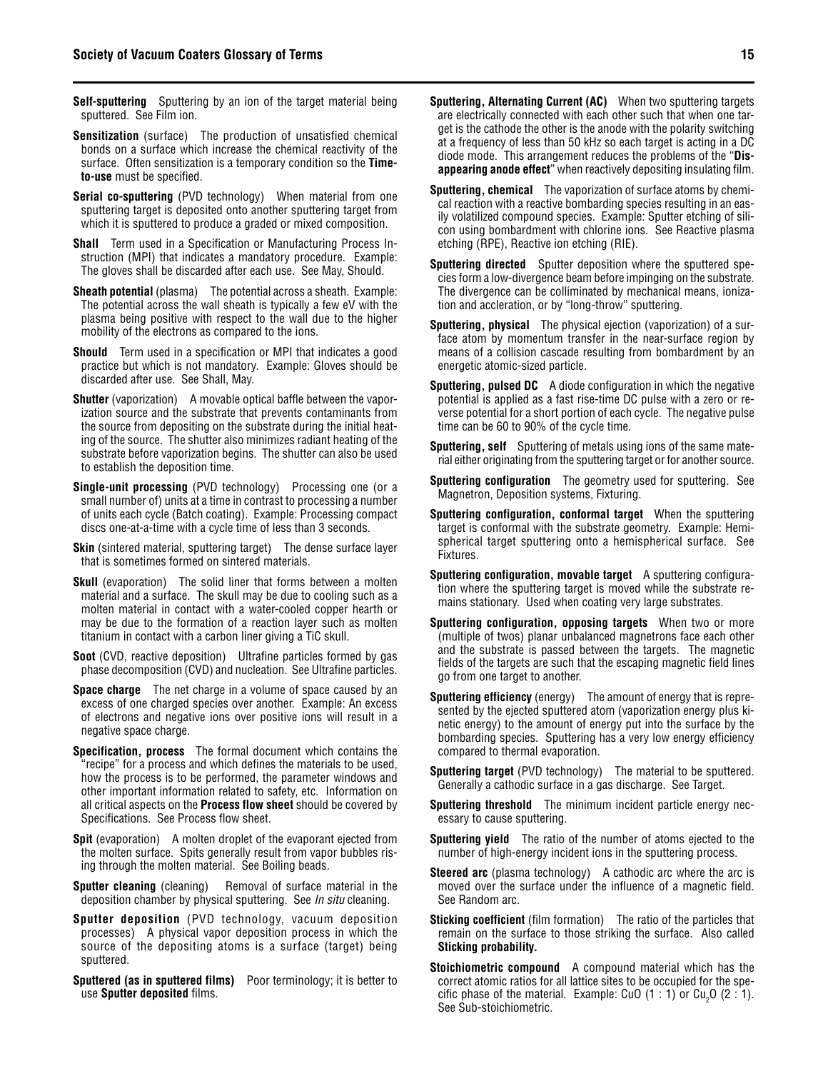**Self-sputtering** Sputtering by an ion of the target material being sputtered. See Film ion.

**Sensitization** (surface) The production of unsatisfied chemical bonds on a surface which increase the chemical reactivity of the surface. Often sensitization is a temporary condition so the **Time-to-use** must be specified.

**Serial co-sputtering** (PVD technology) When material from one sputtering target is deposited onto another sputtering target from which it is sputtered to produce a graded or mixed composition.

**Shall** Term used in a Specification or Manufacturing Process Instruction (MPI) that indicates a mandatory procedure. Example: The gloves shall be discarded after each use. See May, Should.

**Sheath potential** (plasma) The potential across a sheath. Example: The potential across the wall sheath is typically a few eV with the plasma being positive with respect to the wall due to the higher mobility of the electrons as compared to the ions.

**Should** Term used in a specification or MPI that indicates a good practice but which is not mandatory. Example: Gloves should be discarded after use. See Shall, May.

**Shutter** (vaporization) A movable optical baffle between the vaporization source and the substrate that prevents contaminants from the source from depositing on the substrate during the initial heating of the source. The shutter also minimizes radiant heating of the substrate before vaporization begins. The shutter can also be used to establish the deposition time.

**Single-unit processing** (PVD technology) Processing one (or a small number of) units at a time in contrast to processing a number of units each cycle (Batch coating). Example: Processing compact discs one-at-a-time with a cycle time of less than 3 seconds.

**Skin** (sintered material, sputtering target) The dense surface layer that is sometimes formed on sintered materials.

**Skull** (evaporation) The solid liner that forms between a molten material and a surface. The skull may be due to cooling such as a molten material in contact with a water-cooled copper hearth or may be due to the formation of a reaction layer such as molten titanium in contact with a carbon liner giving a TiC skull.

**Soot** (CVD, reactive deposition) Ultrafine particles formed by gas phase decomposition (CVD) and nucleation. See Ultrafine particles.

**Space charge** The net charge in a volume of space caused by an excess of one charged species over another. Example: An excess of electrons and negative ions over positive ions will result in a negative space charge.

**Specification, process** The formal document which contains the "recipe" for a process and which defines the materials to be used, how the process is to be performed, the parameter windows and other important information related to safety, etc. Information on all critical aspects on the **Process flow sheet** should be covered by Specifications. See Process flow sheet.

**Spit** (evaporation) A molten droplet of the evaporant ejected from the molten surface. Spits generally result from vapor bubbles rising through the molten material. See Boiling beads.

**Sputter cleaning** (cleaning) Removal of surface material in the deposition chamber by physical sputtering. See *In situ* cleaning.

**Sputter deposition** (PVD technology, vacuum deposition processes) A physical vapor deposition process in which the source of the depositing atoms is a surface (target) being sputtered.

**Sputtered (as in sputtered films)** Poor terminology; it is better to use **Sputter deposited** films.

**Sputtering, Alternating Current (AC)** When two sputtering targets are electrically connected with each other such that when one target is the cathode the other is the anode with the polarity switching at a frequency of less than 50 kHz so each target is acting in a DC diode mode. This arrangement reduces the problems of the "**Disappearing anode effect**" when reactively depositing insulating film.

**Sputtering, chemical** The vaporization of surface atoms by chemical reaction with a reactive bombarding species resulting in an easily volatilized compound species. Example: Sputter etching of silicon using bombardment with chlorine ions. See Reactive plasma etching (RPE), Reactive ion etching (RIE).

**Sputtering directed** Sputter deposition where the sputtered species form a low-divergence beam before impinging on the substrate. The divergence can be colliminated by mechanical means, ionization and accleration, or by "long-throw" sputtering.

**Sputtering, physical** The physical ejection (vaporization) of a surface atom by momentum transfer in the near-surface region by means of a collision cascade resulting from bombardment by an energetic atomic-sized particle.

**Sputtering, pulsed DC** A diode configuration in which the negative potential is applied as a fast rise-time DC pulse with a zero or reverse potential for a short portion of each cycle. The negative pulse time can be 60 to 90% of the cycle time.

**Sputtering, self** Sputtering of metals using ions of the same material either originating from the sputtering target or for another source.

**Sputtering configuration** The geometry used for sputtering. See Magnetron, Deposition systems, Fixturing.

**Sputtering configuration, conformal target** When the sputtering target is conformal with the substrate geometry. Example: Hemispherical target sputtering onto a hemispherical surface. See Fixtures.

**Sputtering configuration, movable target** A sputtering configuration where the sputtering target is moved while the substrate remains stationary. Used when coating very large substrates.

**Sputtering configuration, opposing targets** When two or more (multiple of twos) planar unbalanced magnetrons face each other and the substrate is passed between the targets. The magnetic fields of the targets are such that the escaping magnetic field lines go from one target to another.

**Sputtering efficiency** (energy) The amount of energy that is represented by the ejected sputtered atom (vaporization energy plus kinetic energy) to the amount of energy put into the surface by the bombarding species. Sputtering has a very low energy efficiency compared to thermal evaporation.

**Sputtering target** (PVD technology) The material to be sputtered. Generally a cathodic surface in a gas discharge. See Target.

**Sputtering threshold** The minimum incident particle energy necessary to cause sputtering.

**Sputtering yield** The ratio of the number of atoms ejected to the number of high-energy incident ions in the sputtering process.

**Steered arc** (plasma technology) A cathodic arc where the arc is moved over the surface under the influence of a magnetic field. See Random arc.

**Sticking coefficient** (film formation) The ratio of the particles that remain on the surface to those striking the surface. Also called **Sticking probability.**

**Stoichiometric compound** A compound material which has the correct atomic ratios for all lattice sites to be occupied for the specific phase of the material. Example: CuO (1 : 1) or $Cu_2O$ (2 : 1). See Sub-stoichiometric.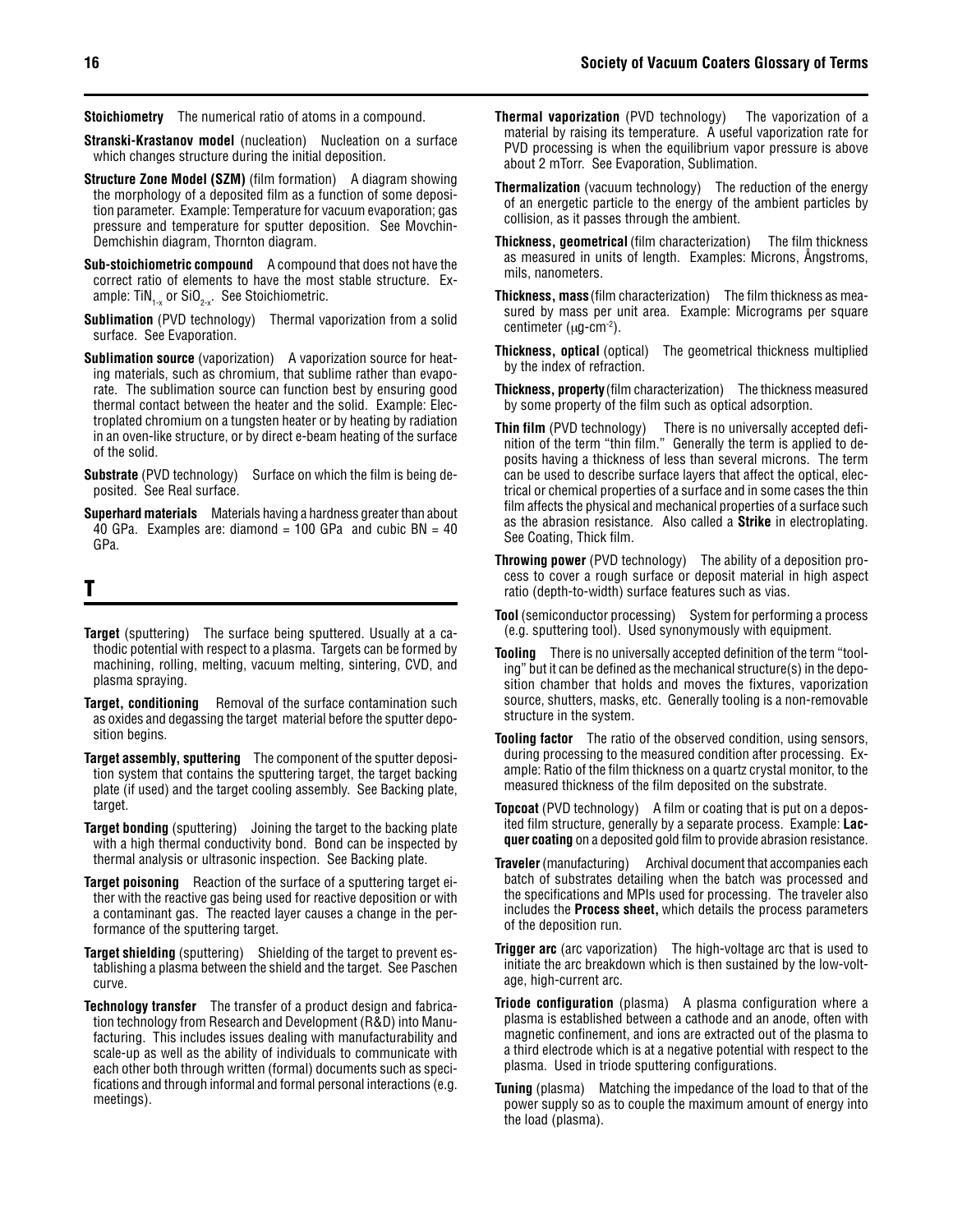**Stoichiometry** The numerical ratio of atoms in a compound.

**Stranski-Krastanov model** (nucleation) Nucleation on a surface which changes structure during the initial deposition.

**Structure Zone Model (SZM)** (film formation) A diagram showing the morphology of a deposited film as a function of some deposition parameter. Example: Temperature for vacuum evaporation; gas pressure and temperature for sputter deposition. See Movchin-Demchishin diagram, Thornton diagram.

**Sub-stoichiometric compound** A compound that does not have the correct ratio of elements to have the most stable structure. Example: $TiN_{1-x}$ or $SiO_{2-x}$. See Stoichiometric.

**Sublimation** (PVD technology) Thermal vaporization from a solid surface. See Evaporation.

**Sublimation source** (vaporization) A vaporization source for heating materials, such as chromium, that sublime rather than evaporate. The sublimation source can function best by ensuring good thermal contact between the heater and the solid. Example: Electroplated chromium on a tungsten heater or by heating by radiation in an oven-like structure, or by direct e-beam heating of the surface of the solid.

**Substrate** (PVD technology) Surface on which the film is being deposited. See Real surface.

**Superhard materials** Materials having a hardness greater than about 40 GPa. Examples are: diamond = 100 GPa and cubic BN = 40 GPa.

# T

**Target** (sputtering) The surface being sputtered. Usually at a cathodic potential with respect to a plasma. Targets can be formed by machining, rolling, melting, vacuum melting, sintering, CVD, and plasma spraying.

**Target, conditioning** Removal of the surface contamination such as oxides and degassing the target material before the sputter deposition begins.

**Target assembly, sputtering** The component of the sputter deposition system that contains the sputtering target, the target backing plate (if used) and the target cooling assembly. See Backing plate, target.

**Target bonding** (sputtering) Joining the target to the backing plate with a high thermal conductivity bond. Bond can be inspected by thermal analysis or ultrasonic inspection. See Backing plate.

**Target poisoning** Reaction of the surface of a sputtering target either with the reactive gas being used for reactive deposition or with a contaminant gas. The reacted layer causes a change in the performance of the sputtering target.

**Target shielding** (sputtering) Shielding of the target to prevent establishing a plasma between the shield and the target. See Paschen curve.

**Technology transfer** The transfer of a product design and fabrication technology from Research and Development (R&D) into Manufacturing. This includes issues dealing with manufacturability and scale-up as well as the ability of individuals to communicate with each other both through written (formal) documents such as specifications and through informal and formal personal interactions (e.g. meetings).

**Thermal vaporization** (PVD technology) The vaporization of a material by raising its temperature. A useful vaporization rate for PVD processing is when the equilibrium vapor pressure is above about 2 mTorr. See Evaporation, Sublimation.

**Thermalization** (vacuum technology) The reduction of the energy of an energetic particle to the energy of the ambient particles by collision, as it passes through the ambient.

**Thickness, geometrical** (film characterization) The film thickness as measured in units of length. Examples: Microns, Ångstroms, mils, nanometers.

**Thickness, mass** (film characterization) The film thickness as measured by mass per unit area. Example: Micrograms per square centimeter ($\mu$g-cm$^{-2}$).

**Thickness, optical** (optical) The geometrical thickness multiplied by the index of refraction.

**Thickness, property** (film characterization) The thickness measured by some property of the film such as optical adsorption.

**Thin film** (PVD technology) There is no universally accepted definition of the term "thin film." Generally the term is applied to deposits having a thickness of less than several microns. The term can be used to describe surface layers that affect the optical, electrical or chemical properties of a surface and in some cases the thin film affects the physical and mechanical properties of a surface such as the abrasion resistance. Also called a **Strike** in electroplating. See Coating, Thick film.

**Throwing power** (PVD technology) The ability of a deposition process to cover a rough surface or deposit material in high aspect ratio (depth-to-width) surface features such as vias.

**Tool** (semiconductor processing) System for performing a process (e.g. sputtering tool). Used synonymously with equipment.

**Tooling** There is no universally accepted definition of the term "tooling" but it can be defined as the mechanical structure(s) in the deposition chamber that holds and moves the fixtures, vaporization source, shutters, masks, etc. Generally tooling is a non-removable structure in the system.

**Tooling factor** The ratio of the observed condition, using sensors, during processing to the measured condition after processing. Example: Ratio of the film thickness on a quartz crystal monitor, to the measured thickness of the film deposited on the substrate.

**Topcoat** (PVD technology) A film or coating that is put on a deposited film structure, generally by a separate process. Example: **Lacquer coating** on a deposited gold film to provide abrasion resistance.

**Traveler** (manufacturing) Archival document that accompanies each batch of substrates detailing when the batch was processed and the specifications and MPIs used for processing. The traveler also includes the **Process sheet,** which details the process parameters of the deposition run.

**Trigger arc** (arc vaporization) The high-voltage arc that is used to initiate the arc breakdown which is then sustained by the low-voltage, high-current arc.

**Triode configuration** (plasma) A plasma configuration where a plasma is established between a cathode and an anode, often with magnetic confinement, and ions are extracted out of the plasma to a third electrode which is at a negative potential with respect to the plasma. Used in triode sputtering configurations.

**Tuning** (plasma) Matching the impedance of the load to that of the power supply so as to couple the maximum amount of energy into the load (plasma).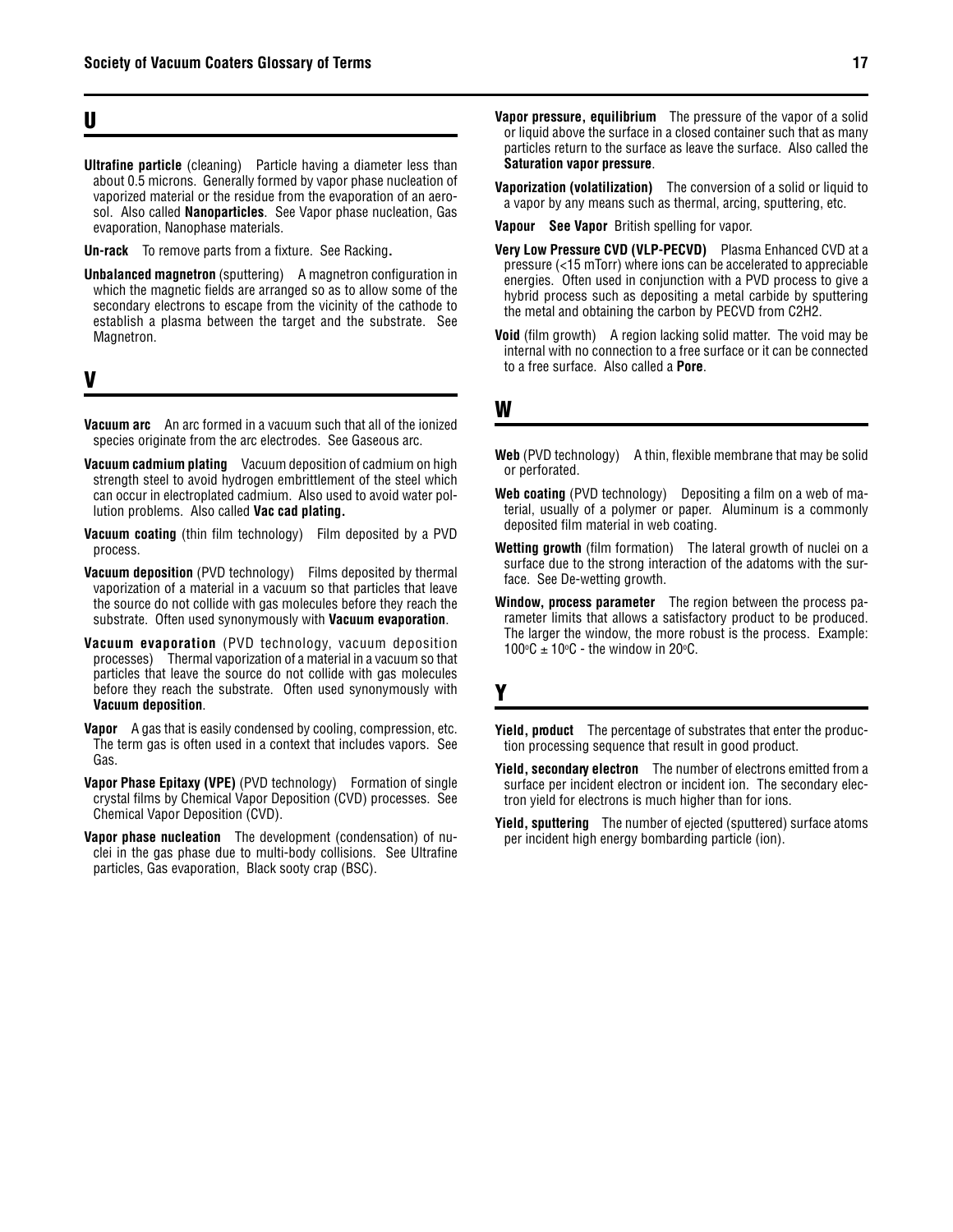## U

**Ultrafine particle** (cleaning) Particle having a diameter less than about 0.5 microns. Generally formed by vapor phase nucleation of vaporized material or the residue from the evaporation of an aerosol. Also called **Nanoparticles**. See Vapor phase nucleation, Gas evaporation, Nanophase materials.

**Un-rack** To remove parts from a fixture. See Racking**.**

**Unbalanced magnetron** (sputtering) A magnetron configuration in which the magnetic fields are arranged so as to allow some of the secondary electrons to escape from the vicinity of the cathode to establish a plasma between the target and the substrate. See Magnetron.

## V

**Vacuum arc** An arc formed in a vacuum such that all of the ionized species originate from the arc electrodes. See Gaseous arc.

**Vacuum cadmium plating** Vacuum deposition of cadmium on high strength steel to avoid hydrogen embrittlement of the steel which can occur in electroplated cadmium. Also used to avoid water pollution problems. Also called **Vac cad plating.**

**Vacuum coating** (thin film technology) Film deposited by a PVD process.

**Vacuum deposition** (PVD technology) Films deposited by thermal vaporization of a material in a vacuum so that particles that leave the source do not collide with gas molecules before they reach the substrate. Often used synonymously with **Vacuum evaporation**.

**Vacuum evaporation** (PVD technology, vacuum deposition processes) Thermal vaporization of a material in a vacuum so that particles that leave the source do not collide with gas molecules before they reach the substrate. Often used synonymously with **Vacuum deposition**.

**Vapor** A gas that is easily condensed by cooling, compression, etc. The term gas is often used in a context that includes vapors. See Gas.

**Vapor Phase Epitaxy (VPE)** (PVD technology) Formation of single crystal films by Chemical Vapor Deposition (CVD) processes. See Chemical Vapor Deposition (CVD).

**Vapor phase nucleation** The development (condensation) of nuclei in the gas phase due to multi-body collisions. See Ultrafine particles, Gas evaporation, Black sooty crap (BSC).

**Vapor pressure, equilibrium** The pressure of the vapor of a solid or liquid above the surface in a closed container such that as many particles return to the surface as leave the surface. Also called the **Saturation vapor pressure**.

**Vaporization (volatilization)** The conversion of a solid or liquid to a vapor by any means such as thermal, arcing, sputtering, etc.

**Vapour See Vapor** British spelling for vapor.

**Very Low Pressure CVD (VLP-PECVD)** Plasma Enhanced CVD at a pressure (<15 mTorr) where ions can be accelerated to appreciable energies. Often used in conjunction with a PVD process to give a hybrid process such as depositing a metal carbide by sputtering the metal and obtaining the carbon by PECVD from C2H2.

**Void** (film growth) A region lacking solid matter. The void may be internal with no connection to a free surface or it can be connected to a free surface. Also called a **Pore**.

## W

**Web** (PVD technology) A thin, flexible membrane that may be solid or perforated.

**Web coating** (PVD technology) Depositing a film on a web of material, usually of a polymer or paper. Aluminum is a commonly deposited film material in web coating.

**Wetting growth** (film formation) The lateral growth of nuclei on a surface due to the strong interaction of the adatoms with the surface. See De-wetting growth.

**Window, process parameter** The region between the process parameter limits that allows a satisfactory product to be produced. The larger the window, the more robust is the process. Example: $100^oC \pm 10^oC$ - the window in $20^oC$.

## Y

**Yield, product** The percentage of substrates that enter the production processing sequence that result in good product.

**Yield, secondary electron** The number of electrons emitted from a surface per incident electron or incident ion. The secondary electron yield for electrons is much higher than for ions.

**Yield, sputtering** The number of ejected (sputtered) surface atoms per incident high energy bombarding particle (ion).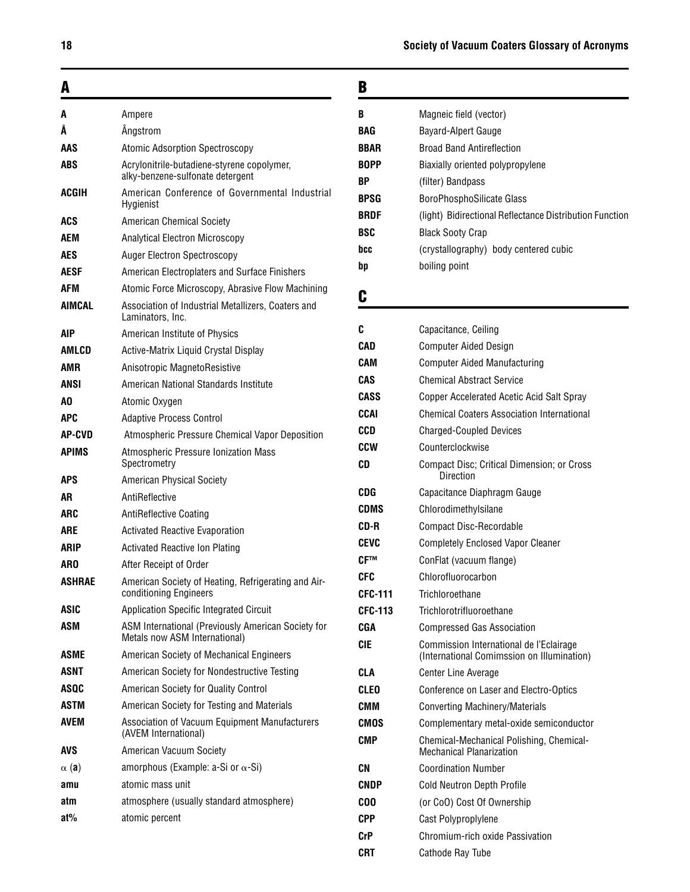## A

| | |
|---|---|
| **A** | Ampere |
| **Å** | Ångstrom |
| **AAS** | Atomic Adsorption Spectroscopy |
| **ABS** | Acrylonitrile-butadiene-styrene copolymer, alky-benzene-sulfonate detergent |
| **ACGIH** | American Conference of Governmental Industrial Hygienist |
| **ACS** | American Chemical Society |
| **AEM** | Analytical Electron Microscopy |
| **AES** | Auger Electron Spectroscopy |
| **AESF** | American Electroplaters and Surface Finishers |
| **AFM** | Atomic Force Microscopy, Abrasive Flow Machining |
| **AIMCAL** | Association of Industrial Metallizers, Coaters and Laminators, Inc. |
| **AIP** | American Institute of Physics |
| **AMLCD** | Active-Matrix Liquid Crystal Display |
| **AMR** | Anisotropic MagnetoResistive |
| **ANSI** | American National Standards Institute |
| **AO** | Atomic Oxygen |
| **APC** | Adaptive Process Control |
| **AP-CVD** | Atmospheric Pressure Chemical Vapor Deposition |
| **APIMS** | Atmospheric Pressure Ionization Mass Spectrometry |
| **APS** | American Physical Society |
| **AR** | AntiReflective |
| **ARC** | AntiReflective Coating |
| **ARE** | Activated Reactive Evaporation |
| **ARIP** | Activated Reactive Ion Plating |
| **ARO** | After Receipt of Order |
| **ASHRAE** | American Society of Heating, Refrigerating and Air-conditioning Engineers |
| **ASIC** | Application Specific Integrated Circuit |
| **ASM** | ASM International (Previously American Society for Metals now ASM International) |
| **ASME** | American Society of Mechanical Engineers |
| **ASNT** | American Society for Nondestructive Testing |
| **ASQC** | American Society for Quality Control |
| **ASTM** | American Society for Testing and Materials |
| **AVEM** | Association of Vacuum Equipment Manufacturers (AVEM International) |
| **AVS** | American Vacuum Society |
| $\alpha$ (**a**) | amorphous (Example: a-Si or $\alpha$-Si) |
| **amu** | atomic mass unit |
| **atm** | atmosphere (usually standard atmosphere) |
| **at%** | atomic percent |

## B

| | |
|---|---|
| **B** | Magneic field (vector) |
| **BAG** | Bayard-Alpert Gauge |
| **BBAR** | Broad Band Antireflection |
| **BOPP** | Biaxially oriented polypropylene |
| **BP** | (filter) Bandpass |
| **BPSG** | BoroPhosphoSilicate Glass |
| **BRDF** | (light) Bidirectional Reflectance Distribution Function |
| **BSC** | Black Sooty Crap |
| **bcc** | (crystallography) body centered cubic |
| **bp** | boiling point |

## C

| | |
|---|---|
| **C** | Capacitance, Ceiling |
| **CAD** | Computer Aided Design |
| **CAM** | Computer Aided Manufacturing |
| **CAS** | Chemical Abstract Service |
| **CASS** | Copper Accelerated Acetic Acid Salt Spray |
| **CCAI** | Chemical Coaters Association International |
| **CCD** | Charged-Coupled Devices |
| **CCW** | Counterclockwise |
| **CD** | Compact Disc; Critical Dimension; or Cross Direction |
| **CDG** | Capacitance Diaphragm Gauge |
| **CDMS** | Chlorodimethylsilane |
| **CD-R** | Compact Disc-Recordable |
| **CEVC** | Completely Enclosed Vapor Cleaner |
| **CF™** | ConFlat (vacuum flange) |
| **CFC** | Chlorofluorocarbon |
| **CFC-111** | Trichloroethane |
| **CFC-113** | Trichlorotrifluoroethane |
| **CGA** | Compressed Gas Association |
| **CIE** | Commission International de l'Eclairage (International Comimssion on Illumination) |
| **CLA** | Center Line Average |
| **CLEO** | Conference on Laser and Electro-Optics |
| **CMM** | Converting Machinery/Materials |
| **CMOS** | Complementary metal-oxide semiconductor |
| **CMP** | Chemical-Mechanical Polishing, Chemical-Mechanical Planarization |
| **CN** | Coordination Number |
| **CNDP** | Cold Neutron Depth Profile |
| **COO** | (or CoO) Cost Of Ownership |
| **CPP** | Cast Polyproplylene |
| **CrP** | Chromium-rich oxide Passivation |
| **CRT** | Cathode Ray Tube |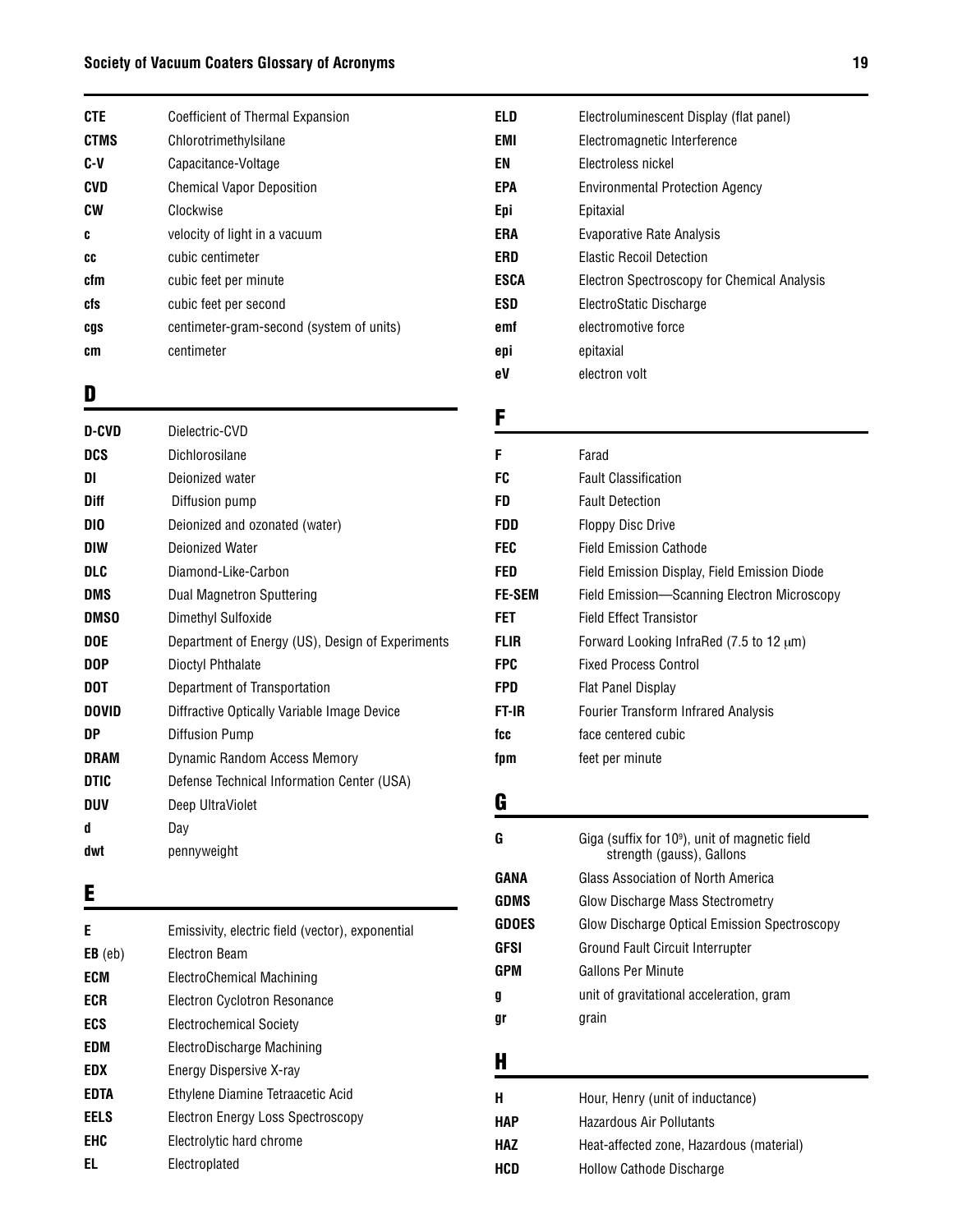| | |
|---|---|
| **CTE** | Coefficient of Thermal Expansion |
| **CTMS** | Chlorotrimethylsilane |
| **C-V** | Capacitance-Voltage |
| **CVD** | Chemical Vapor Deposition |
| **CW** | Clockwise |
| **c** | velocity of light in a vacuum |
| **cc** | cubic centimeter |
| **cfm** | cubic feet per minute |
| **cfs** | cubic feet per second |
| **cgs** | centimeter-gram-second (system of units) |
| **cm** | centimeter |

## D

| | |
|---|---|
| **D-CVD** | Dielectric-CVD |
| **DCS** | Dichlorosilane |
| **DI** | Deionized water |
| **Diff** | Diffusion pump |
| **DIO** | Deionized and ozonated (water) |
| **DIW** | Deionized Water |
| **DLC** | Diamond-Like-Carbon |
| **DMS** | Dual Magnetron Sputtering |
| **DMSO** | Dimethyl Sulfoxide |
| **DOE** | Department of Energy (US), Design of Experiments |
| **DOP** | Dioctyl Phthalate |
| **DOT** | Department of Transportation |
| **DOVID** | Diffractive Optically Variable Image Device |
| **DP** | Diffusion Pump |
| **DRAM** | Dynamic Random Access Memory |
| **DTIC** | Defense Technical Information Center (USA) |
| **DUV** | Deep UltraViolet |
| **d** | Day |
| **dwt** | pennyweight |

## E

| | |
|---|---|
| **E** | Emissivity, electric field (vector), exponential |
| **EB** (eb) | Electron Beam |
| **ECM** | ElectroChemical Machining |
| **ECR** | Electron Cyclotron Resonance |
| **ECS** | Electrochemical Society |
| **EDM** | ElectroDischarge Machining |
| **EDX** | Energy Dispersive X-ray |
| **EDTA** | Ethylene Diamine Tetraacetic Acid |
| **EELS** | Electron Energy Loss Spectroscopy |
| **EHC** | Electrolytic hard chrome |
| **EL** | Electroplated |
| **ELD** | Electroluminescent Display (flat panel) |
| **EMI** | Electromagnetic Interference |
| **EN** | Electroless nickel |
| **EPA** | Environmental Protection Agency |
| **Epi** | Epitaxial |
| **ERA** | Evaporative Rate Analysis |
| **ERD** | Elastic Recoil Detection |
| **ESCA** | Electron Spectroscopy for Chemical Analysis |
| **ESD** | ElectroStatic Discharge |
| **emf** | electromotive force |
| **epi** | epitaxial |
| **eV** | electron volt |

## F

| | |
|---|---|
| **F** | Farad |
| **FC** | Fault Classification |
| **FD** | Fault Detection |
| **FDD** | Floppy Disc Drive |
| **FEC** | Field Emission Cathode |
| **FED** | Field Emission Display, Field Emission Diode |
| **FE-SEM** | Field Emission—Scanning Electron Microscopy |
| **FET** | Field Effect Transistor |
| **FLIR** | Forward Looking InfraRed (7.5 to 12 μm) |
| **FPC** | Fixed Process Control |
| **FPD** | Flat Panel Display |
| **FT-IR** | Fourier Transform Infrared Analysis |
| **fcc** | face centered cubic |
| **fpm** | feet per minute |

## G

| | |
|---|---|
| **G** | Giga (suffix for $10^9$), unit of magnetic field strength (gauss), Gallons |
| **GANA** | Glass Association of North America |
| **GDMS** | Glow Discharge Mass Stectrometry |
| **GDOES** | Glow Discharge Optical Emission Spectroscopy |
| **GFSI** | Ground Fault Circuit Interrupter |
| **GPM** | Gallons Per Minute |
| **g** | unit of gravitational acceleration, gram |
| **gr** | grain |

## H

| | |
|---|---|
| **H** | Hour, Henry (unit of inductance) |
| **HAP** | Hazardous Air Pollutants |
| **HAZ** | Heat-affected zone, Hazardous (material) |
| **HCD** | Hollow Cathode Discharge |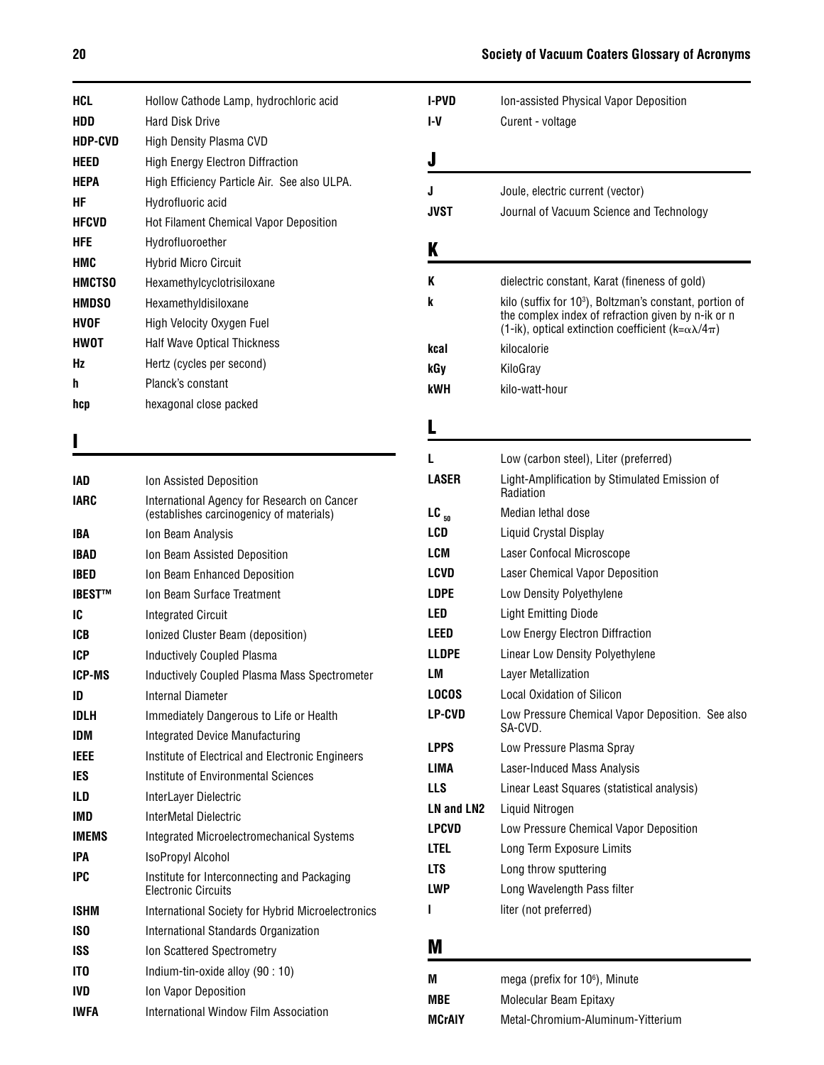| | |
|---|---|
| **HCL** | Hollow Cathode Lamp, hydrochloric acid |
| **HDD** | Hard Disk Drive |
| **HDP-CVD** | High Density Plasma CVD |
| **HEED** | High Energy Electron Diffraction |
| **HEPA** | High Efficiency Particle Air. See also ULPA. |
| **HF** | Hydrofluoric acid |
| **HFCVD** | Hot Filament Chemical Vapor Deposition |
| **HFE** | Hydrofluoroether |
| **HMC** | Hybrid Micro Circuit |
| **HMCTSO** | Hexamethylcyclotrisiloxane |
| **HMDSO** | Hexamethyldisiloxane |
| **HVOF** | High Velocity Oxygen Fuel |
| **HWOT** | Half Wave Optical Thickness |
| **Hz** | Hertz (cycles per second) |
| **h** | Planck's constant |
| **hcp** | hexagonal close packed |

## I

| | |
|---|---|
| **IAD** | Ion Assisted Deposition |
| **IARC** | International Agency for Research on Cancer (establishes carcinogenicity of materials) |
| **IBA** | Ion Beam Analysis |
| **IBAD** | Ion Beam Assisted Deposition |
| **IBED** | Ion Beam Enhanced Deposition |
| **IBEST™** | Ion Beam Surface Treatment |
| **IC** | Integrated Circuit |
| **ICB** | Ionized Cluster Beam (deposition) |
| **ICP** | Inductively Coupled Plasma |
| **ICP-MS** | Inductively Coupled Plasma Mass Spectrometer |
| **ID** | Internal Diameter |
| **IDLH** | Immediately Dangerous to Life or Health |
| **IDM** | Integrated Device Manufacturing |
| **IEEE** | Institute of Electrical and Electronic Engineers |
| **IES** | Institute of Environmental Sciences |
| **ILD** | InterLayer Dielectric |
| **IMD** | InterMetal Dielectric |
| **IMEMS** | Integrated Microelectromechanical Systems |
| **IPA** | IsoPropyl Alcohol |
| **IPC** | Institute for Interconnecting and Packaging Electronic Circuits |
| **ISHM** | International Society for Hybrid Microelectronics |
| **ISO** | International Standards Organization |
| **ISS** | Ion Scattered Spectrometry |
| **ITO** | Indium-tin-oxide alloy (90 : 10) |
| **IVD** | Ion Vapor Deposition |
| **IWFA** | International Window Film Association |
| **I-PVD** | Ion-assisted Physical Vapor Deposition |
| **I-V** | Curent - voltage |

## J

| | |
|---|---|
| **J** | Joule, electric current (vector) |
| **JVST** | Journal of Vacuum Science and Technology |

## K

| | |
|---|---|
| **K** | dielectric constant, Karat (fineness of gold) |
| **k** | kilo (suffix for $10^3$), Boltzman's constant, portion of the complex index of refraction given by n-ik or n (1-ik), optical extinction coefficient ($k=\alpha\lambda/4\pi$) |
| **kcal** | kilocalorie |
| **kGy** | KiloGray |
| **kWH** | kilo-watt-hour |

## L

| | |
|---|---|
| **L** | Low (carbon steel), Liter (preferred) |
| **LASER** | Light-Amplification by Stimulated Emission of Radiation |
| **$LC_{50}$** | Median lethal dose |
| **LCD** | Liquid Crystal Display |
| **LCM** | Laser Confocal Microscope |
| **LCVD** | Laser Chemical Vapor Deposition |
| **LDPE** | Low Density Polyethylene |
| **LED** | Light Emitting Diode |
| **LEED** | Low Energy Electron Diffraction |
| **LLDPE** | Linear Low Density Polyethylene |
| **LM** | Layer Metallization |
| **LOCOS** | Local Oxidation of Silicon |
| **LP-CVD** | Low Pressure Chemical Vapor Deposition. See also SA-CVD. |
| **LPPS** | Low Pressure Plasma Spray |
| **LIMA** | Laser-Induced Mass Analysis |
| **LLS** | Linear Least Squares (statistical analysis) |
| **LN and LN2** | Liquid Nitrogen |
| **LPCVD** | Low Pressure Chemical Vapor Deposition |
| **LTEL** | Long Term Exposure Limits |
| **LTS** | Long throw sputtering |
| **LWP** | Long Wavelength Pass filter |
| **l** | liter (not preferred) |

## M

| | |
|---|---|
| **M** | mega (prefix for $10^6$), Minute |
| **MBE** | Molecular Beam Epitaxy |
| **MCrAlY** | Metal-Chromium-Aluminum-Yitterium |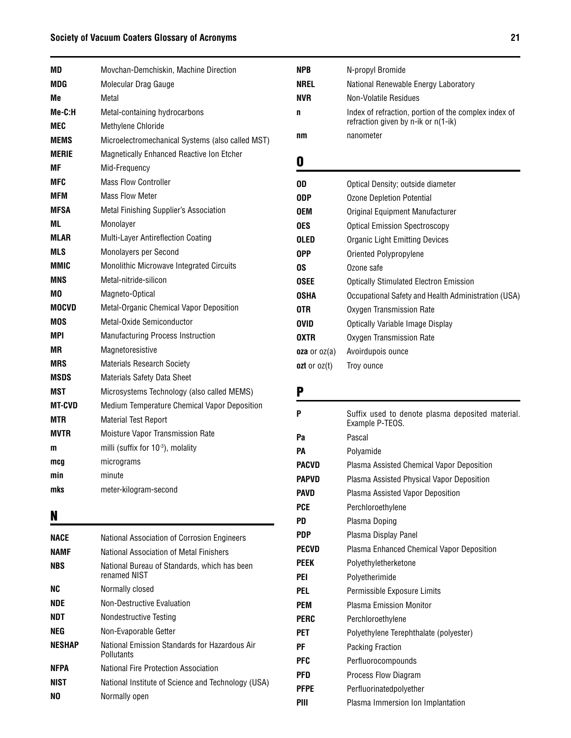| | |
|---|---|
| **MD** | Movchan-Demchiskin, Machine Direction |
| **MDG** | Molecular Drag Gauge |
| **Me** | Metal |
| **Me-C:H** | Metal-containing hydrocarbons |
| **MEC** | Methylene Chloride |
| **MEMS** | Microelectromechanical Systems (also called MST) |
| **MERIE** | Magnetically Enhanced Reactive Ion Etcher |
| **MF** | Mid-Frequency |
| **MFC** | Mass Flow Controller |
| **MFM** | Mass Flow Meter |
| **MFSA** | Metal Finishing Supplier's Association |
| **ML** | Monolayer |
| **MLAR** | Multi-Layer Antireflection Coating |
| **MLS** | Monolayers per Second |
| **MMIC** | Monolithic Microwave Integrated Circuits |
| **MNS** | Metal-nitride-silicon |
| **MO** | Magneto-Optical |
| **MOCVD** | Metal-Organic Chemical Vapor Deposition |
| **MOS** | Metal-Oxide Semiconductor |
| **MPI** | Manufacturing Process Instruction |
| **MR** | Magnetoresistive |
| **MRS** | Materials Research Society |
| **MSDS** | Materials Safety Data Sheet |
| **MST** | Microsystems Technology (also called MEMS) |
| **MT-CVD** | Medium Temperature Chemical Vapor Deposition |
| **MTR** | Material Test Report |
| **MVTR** | Moisture Vapor Transmission Rate |
| **m** | milli (suffix for $10^{-3}$), molality |
| **mcg** | micrograms |
| **min** | minute |
| **mks** | meter-kilogram-second |

## N

| | |
|---|---|
| **NACE** | National Association of Corrosion Engineers |
| **NAMF** | National Association of Metal Finishers |
| **NBS** | National Bureau of Standards, which has been renamed NIST |
| **NC** | Normally closed |
| **NDE** | Non-Destructive Evaluation |
| **NDT** | Nondestructive Testing |
| **NEG** | Non-Evaporable Getter |
| **NESHAP** | National Emission Standards for Hazardous Air Pollutants |
| **NFPA** | National Fire Protection Association |
| **NIST** | National Institute of Science and Technology (USA) |
| **NO** | Normally open |
| **NPB** | N-propyl Bromide |
| **NREL** | National Renewable Energy Laboratory |
| **NVR** | Non-Volatile Residues |
| **n** | Index of refraction, portion of the complex index of refraction given by n-ik or n(1-ik) |
| **nm** | nanometer |

## O

| | |
|---|---|
| **OD** | Optical Density; outside diameter |
| **ODP** | Ozone Depletion Potential |
| **OEM** | Original Equipment Manufacturer |
| **OES** | Optical Emission Spectroscopy |
| **OLED** | Organic Light Emitting Devices |
| **OPP** | Oriented Polypropylene |
| **OS** | Ozone safe |
| **OSEE** | Optically Stimulated Electron Emission |
| **OSHA** | Occupational Safety and Health Administration (USA) |
| **OTR** | Oxygen Transmission Rate |
| **OVID** | Optically Variable Image Display |
| **OXTR** | Oxygen Transmission Rate |
| **oza** or oz(a) | Avoirdupois ounce |
| **ozt** or oz(t) | Troy ounce |

## P

| | |
|---|---|
| **P** | Suffix used to denote plasma deposited material. Example P-TEOS. |
| **Pa** | Pascal |
| **PA** | Polyamide |
| **PACVD** | Plasma Assisted Chemical Vapor Deposition |
| **PAPVD** | Plasma Assisted Physical Vapor Deposition |
| **PAVD** | Plasma Assisted Vapor Deposition |
| **PCE** | Perchloroethylene |
| **PD** | Plasma Doping |
| **PDP** | Plasma Display Panel |
| **PECVD** | Plasma Enhanced Chemical Vapor Deposition |
| **PEEK** | Polyethyletherketone |
| **PEI** | Polyetherimide |
| **PEL** | Permissible Exposure Limits |
| **PEM** | Plasma Emission Monitor |
| **PERC** | Perchloroethylene |
| **PET** | Polyethylene Terephthalate (polyester) |
| **PF** | Packing Fraction |
| **PFC** | Perfluorocompounds |
| **PFD** | Process Flow Diagram |
| **PFPE** | Perfluorinatedpolyether |
| **PIII** | Plasma Immersion Ion Implantation |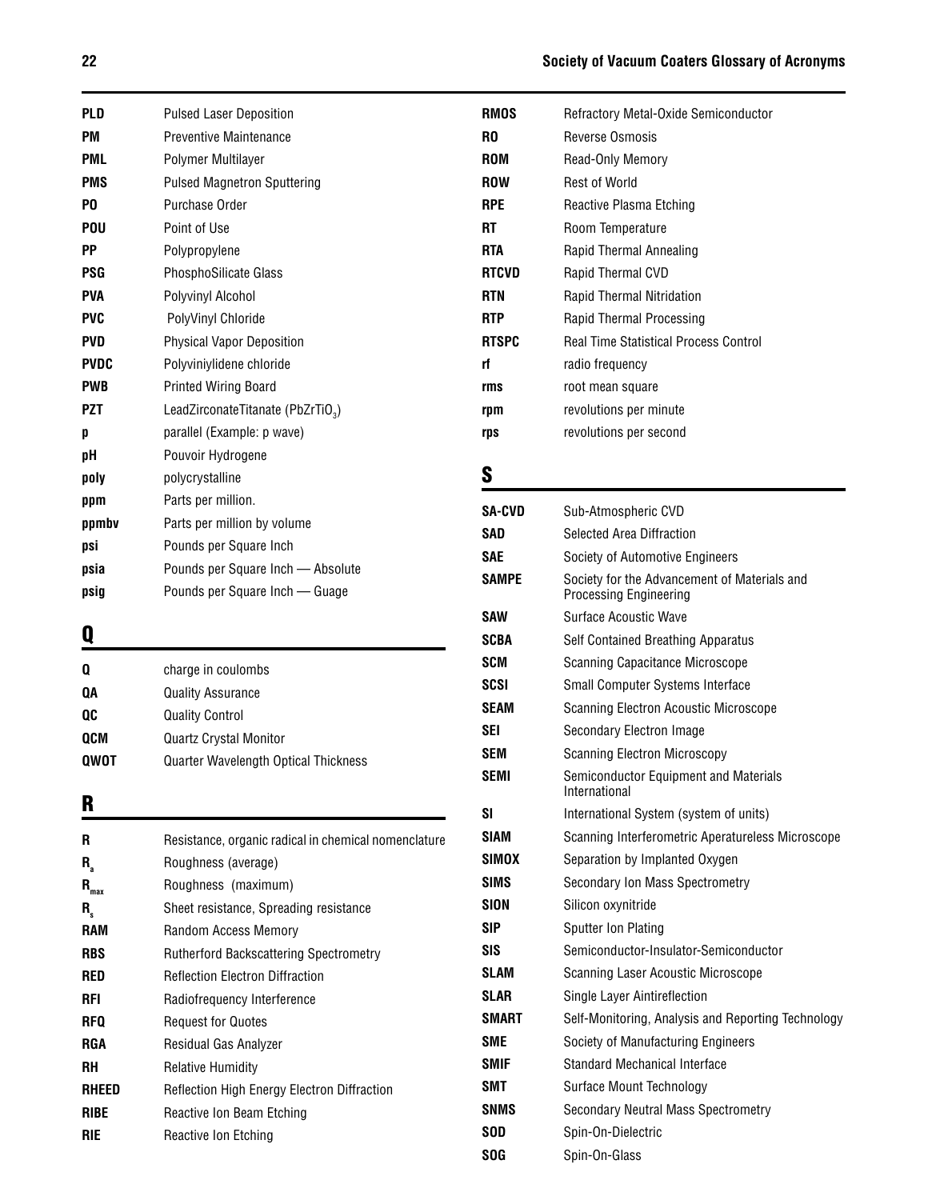| | |
|---|---|
| **PLD** | Pulsed Laser Deposition |
| **PM** | Preventive Maintenance |
| **PML** | Polymer Multilayer |
| **PMS** | Pulsed Magnetron Sputtering |
| **PO** | Purchase Order |
| **POU** | Point of Use |
| **PP** | Polypropylene |
| **PSG** | PhosphoSilicate Glass |
| **PVA** | Polyvinyl Alcohol |
| **PVC** | PolyVinyl Chloride |
| **PVD** | Physical Vapor Deposition |
| **PVDC** | Polyviniylidene chloride |
| **PWB** | Printed Wiring Board |
| **PZT** | LeadZirconateTitanate ($PbZrTiO_3$) |
| **p** | parallel (Example: p wave) |
| **pH** | Pouvoir Hydrogene |
| **poly** | polycrystalline |
| **ppm** | Parts per million. |
| **ppmbv** | Parts per million by volume |
| **psi** | Pounds per Square Inch |
| **psia** | Pounds per Square Inch — Absolute |
| **psig** | Pounds per Square Inch — Guage |

## Q

| | |
|---|---|
| **Q** | charge in coulombs |
| **QA** | Quality Assurance |
| **QC** | Quality Control |
| **QCM** | Quartz Crystal Monitor |
| **QWOT** | Quarter Wavelength Optical Thickness |

## R

| | |
|---|---|
| **R** | Resistance, organic radical in chemical nomenclature |
| **$R_a$** | Roughness (average) |
| **$R_{max}$** | Roughness (maximum) |
| **$R_s$** | Sheet resistance, Spreading resistance |
| **RAM** | Random Access Memory |
| **RBS** | Rutherford Backscattering Spectrometry |
| **RED** | Reflection Electron Diffraction |
| **RFI** | Radiofrequency Interference |
| **RFQ** | Request for Quotes |
| **RGA** | Residual Gas Analyzer |
| **RH** | Relative Humidity |
| **RHEED** | Reflection High Energy Electron Diffraction |
| **RIBE** | Reactive Ion Beam Etching |
| **RIE** | Reactive Ion Etching |
| **RMOS** | Refractory Metal-Oxide Semiconductor |
| **RO** | Reverse Osmosis |
| **ROM** | Read-Only Memory |
| **ROW** | Rest of World |
| **RPE** | Reactive Plasma Etching |
| **RT** | Room Temperature |
| **RTA** | Rapid Thermal Annealing |
| **RTCVD** | Rapid Thermal CVD |
| **RTN** | Rapid Thermal Nitridation |
| **RTP** | Rapid Thermal Processing |
| **RTSPC** | Real Time Statistical Process Control |
| **rf** | radio frequency |
| **rms** | root mean square |
| **rpm** | revolutions per minute |
| **rps** | revolutions per second |

## S

| | |
|---|---|
| **SA-CVD** | Sub-Atmospheric CVD |
| **SAD** | Selected Area Diffraction |
| **SAE** | Society of Automotive Engineers |
| **SAMPE** | Society for the Advancement of Materials and Processing Engineering |
| **SAW** | Surface Acoustic Wave |
| **SCBA** | Self Contained Breathing Apparatus |
| **SCM** | Scanning Capacitance Microscope |
| **SCSI** | Small Computer Systems Interface |
| **SEAM** | Scanning Electron Acoustic Microscope |
| **SEI** | Secondary Electron Image |
| **SEM** | Scanning Electron Microscopy |
| **SEMI** | Semiconductor Equipment and Materials International |
| **SI** | International System (system of units) |
| **SIAM** | Scanning Interferometric Aperatureless Microscope |
| **SIMOX** | Separation by Implanted Oxygen |
| **SIMS** | Secondary Ion Mass Spectrometry |
| **SION** | Silicon oxynitride |
| **SIP** | Sputter Ion Plating |
| **SIS** | Semiconductor-Insulator-Semiconductor |
| **SLAM** | Scanning Laser Acoustic Microscope |
| **SLAR** | Single Layer Aintireflection |
| **SMART** | Self-Monitoring, Analysis and Reporting Technology |
| **SME** | Society of Manufacturing Engineers |
| **SMIF** | Standard Mechanical Interface |
| **SMT** | Surface Mount Technology |
| **SNMS** | Secondary Neutral Mass Spectrometry |
| **SOD** | Spin-On-Dielectric |
| **SOG** | Spin-On-Glass |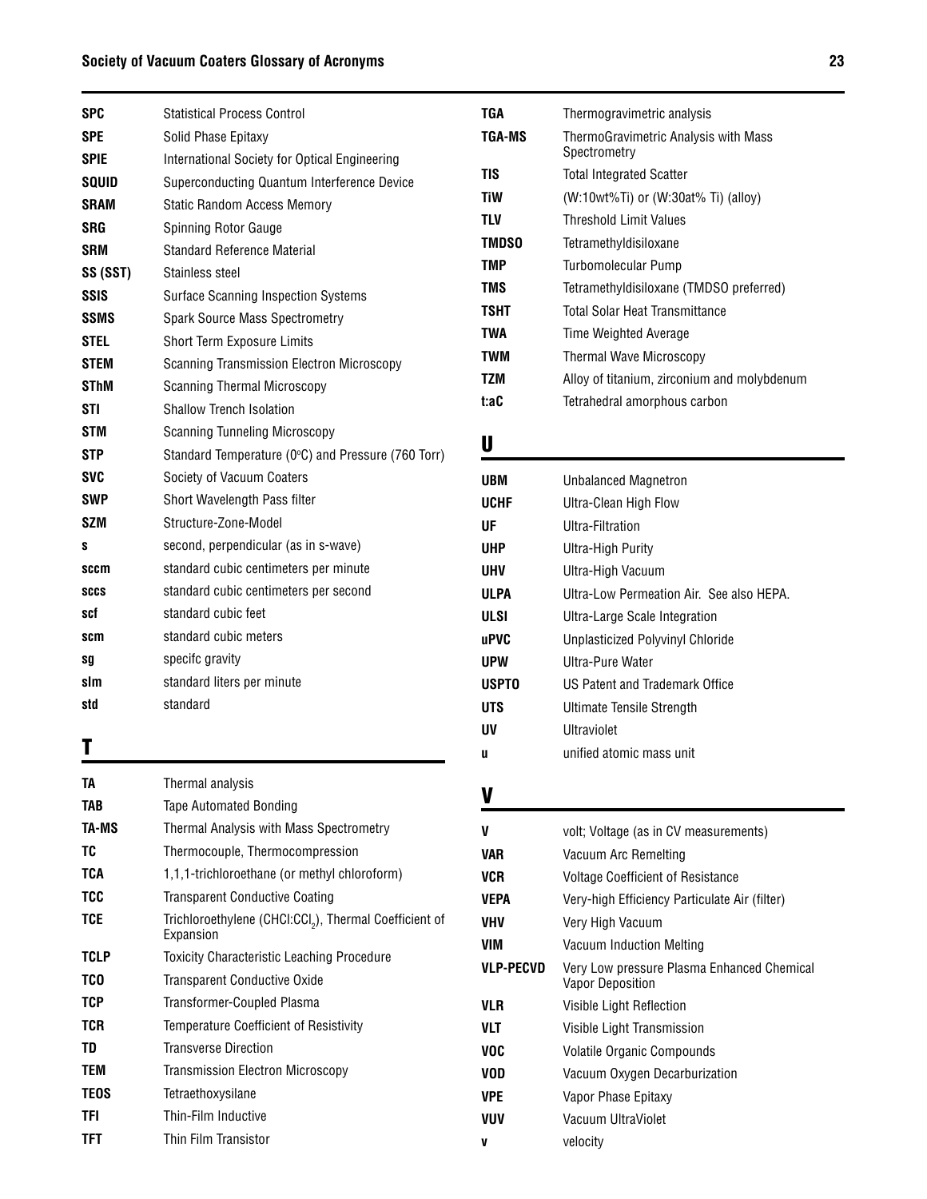| | |
|---|---|
| **SPC** | Statistical Process Control |
| **SPE** | Solid Phase Epitaxy |
| **SPIE** | International Society for Optical Engineering |
| **SQUID** | Superconducting Quantum Interference Device |
| **SRAM** | Static Random Access Memory |
| **SRG** | Spinning Rotor Gauge |
| **SRM** | Standard Reference Material |
| **SS (SST)** | Stainless steel |
| **SSIS** | Surface Scanning Inspection Systems |
| **SSMS** | Spark Source Mass Spectrometry |
| **STEL** | Short Term Exposure Limits |
| **STEM** | Scanning Transmission Electron Microscopy |
| **SThM** | Scanning Thermal Microscopy |
| **STI** | Shallow Trench Isolation |
| **STM** | Scanning Tunneling Microscopy |
| **STP** | Standard Temperature (0°C) and Pressure (760 Torr) |
| **SVC** | Society of Vacuum Coaters |
| **SWP** | Short Wavelength Pass filter |
| **SZM** | Structure-Zone-Model |
| **s** | second, perpendicular (as in s-wave) |
| **sccm** | standard cubic centimeters per minute |
| **sccs** | standard cubic centimeters per second |
| **scf** | standard cubic feet |
| **scm** | standard cubic meters |
| **sg** | specifc gravity |
| **slm** | standard liters per minute |
| **std** | standard |

## T

| | |
|---|---|
| **TA** | Thermal analysis |
| **TAB** | Tape Automated Bonding |
| **TA-MS** | Thermal Analysis with Mass Spectrometry |
| **TC** | Thermocouple, Thermocompression |
| **TCA** | 1,1,1-trichloroethane (or methyl chloroform) |
| **TCC** | Transparent Conductive Coating |
| **TCE** | Trichloroethylene (CHCl:$CCl_2$), Thermal Coefficient of Expansion |
| **TCLP** | Toxicity Characteristic Leaching Procedure |
| **TCO** | Transparent Conductive Oxide |
| **TCP** | Transformer-Coupled Plasma |
| **TCR** | Temperature Coefficient of Resistivity |
| **TD** | Transverse Direction |
| **TEM** | Transmission Electron Microscopy |
| **TEOS** | Tetraethoxysilane |
| **TFI** | Thin-Film Inductive |
| **TFT** | Thin Film Transistor |
| **TGA** | Thermogravimetric analysis |
| **TGA-MS** | ThermoGravimetric Analysis with Mass Spectrometry |
| **TIS** | Total Integrated Scatter |
| **TiW** | (W:10wt%Ti) or (W:30at% Ti) (alloy) |
| **TLV** | Threshold Limit Values |
| **TMDSO** | Tetramethyldisiloxane |
| **TMP** | Turbomolecular Pump |
| **TMS** | Tetramethyldisiloxane (TMDSO preferred) |
| **TSHT** | Total Solar Heat Transmittance |
| **TWA** | Time Weighted Average |
| **TWM** | Thermal Wave Microscopy |
| **TZM** | Alloy of titanium, zirconium and molybdenum |
| **t:aC** | Tetrahedral amorphous carbon |

## U

| | |
|---|---|
| **UBM** | Unbalanced Magnetron |
| **UCHF** | Ultra-Clean High Flow |
| **UF** | Ultra-Filtration |
| **UHP** | Ultra-High Purity |
| **UHV** | Ultra-High Vacuum |
| **ULPA** | Ultra-Low Permeation Air. See also HEPA. |
| **ULSI** | Ultra-Large Scale Integration |
| **uPVC** | Unplasticized Polyvinyl Chloride |
| **UPW** | Ultra-Pure Water |
| **USPTO** | US Patent and Trademark Office |
| **UTS** | Ultimate Tensile Strength |
| **UV** | Ultraviolet |
| **u** | unified atomic mass unit |

## V

| | |
|---|---|
| **V** | volt; Voltage (as in CV measurements) |
| **VAR** | Vacuum Arc Remelting |
| **VCR** | Voltage Coefficient of Resistance |
| **VEPA** | Very-high Efficiency Particulate Air (filter) |
| **VHV** | Very High Vacuum |
| **VIM** | Vacuum Induction Melting |
| **VLP-PECVD** | Very Low pressure Plasma Enhanced Chemical Vapor Deposition |
| **VLR** | Visible Light Reflection |
| **VLT** | Visible Light Transmission |
| **VOC** | Volatile Organic Compounds |
| **VOD** | Vacuum Oxygen Decarburization |
| **VPE** | Vapor Phase Epitaxy |
| **VUV** | Vacuum UltraViolet |
| **v** | velocity |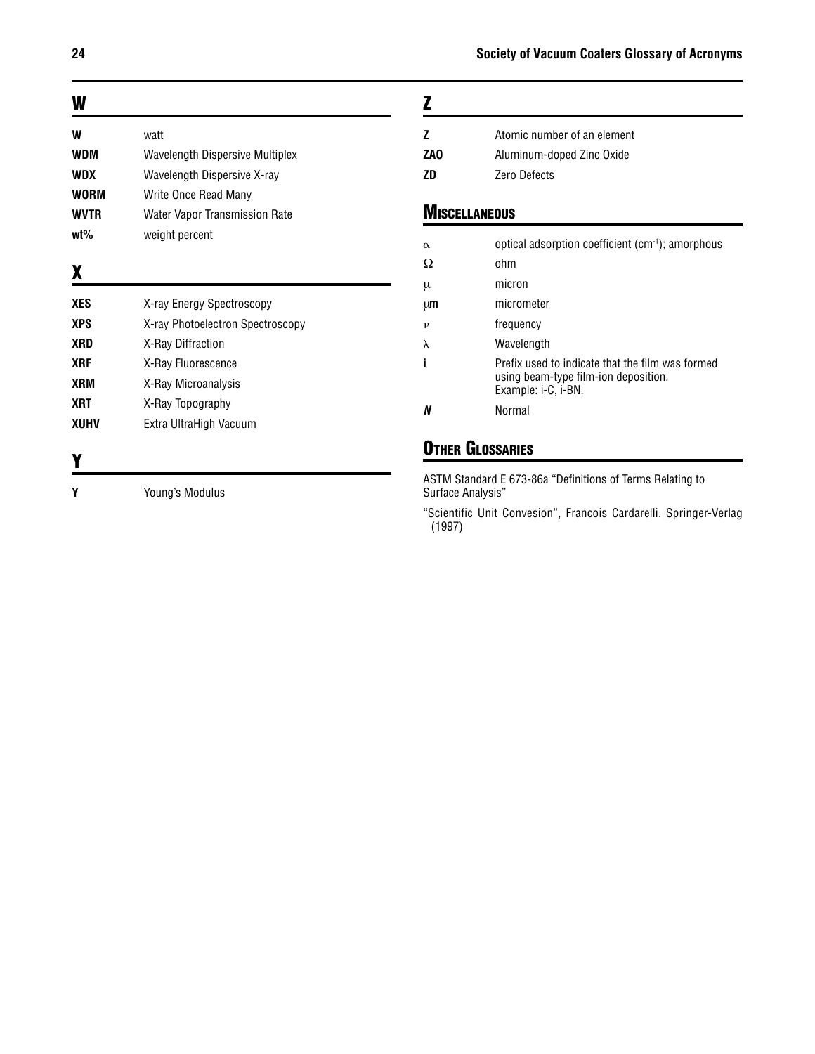## W

| | |
|---|---|
| **W** | watt |
| **WDM** | Wavelength Dispersive Multiplex |
| **WDX** | Wavelength Dispersive X-ray |
| **WORM** | Write Once Read Many |
| **WVTR** | Water Vapor Transmission Rate |
| **wt%** | weight percent |

## X

| | |
|---|---|
| **XES** | X-ray Energy Spectroscopy |
| **XPS** | X-ray Photoelectron Spectroscopy |
| **XRD** | X-Ray Diffraction |
| **XRF** | X-Ray Fluorescence |
| **XRM** | X-Ray Microanalysis |
| **XRT** | X-Ray Topography |
| **XUHV** | Extra UltraHigh Vacuum |

## Y

| | |
|---|---|
| **Y** | Young's Modulus |

## Z

| | |
|---|---|
| **Z** | Atomic number of an element |
| **ZAO** | Aluminum-doped Zinc Oxide |
| **ZD** | Zero Defects |

## Miscellaneous

| | |
|---|---|
| $\alpha$ | optical adsorption coefficient ($cm^{-1}$); amorphous |
| $\Omega$ | ohm |
| $\mu$ | micron |
| **μm** | micrometer |
| $\nu$ | frequency |
| $\lambda$ | Wavelength |
| **i** | Prefix used to indicate that the film was formed using beam-type film-ion deposition. Example: i-C, i-BN. |
| ***N*** | Normal |

## Other Glossaries

ASTM Standard E 673-86a "Definitions of Terms Relating to Surface Analysis"

"Scientific Unit Convesion", Francois Cardarelli. Springer-Verlag (1997)